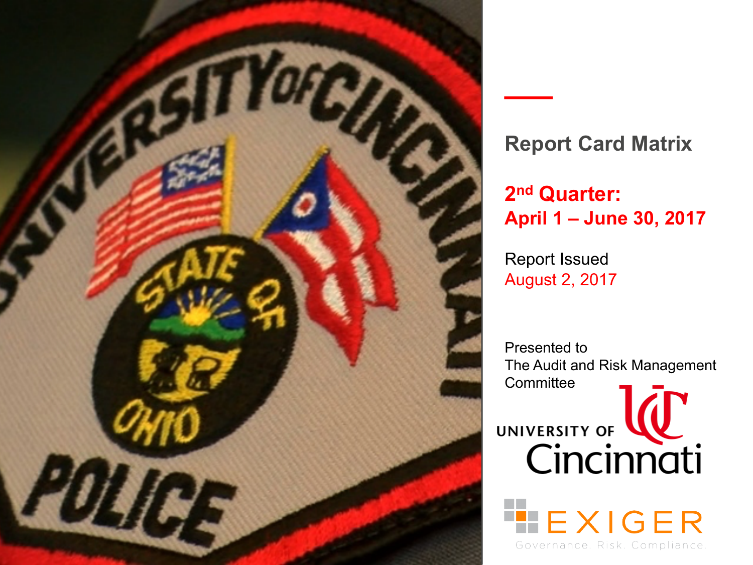# Report Card Matrix

## 2nd Quarter: April 1 – June 30, 2017

Report Issued
August 2, 2017

Presented to
The Audit and Risk Management Committee

UNIVERSITY OF Cincinnati

EXIGER
Governance. Risk. Compliance.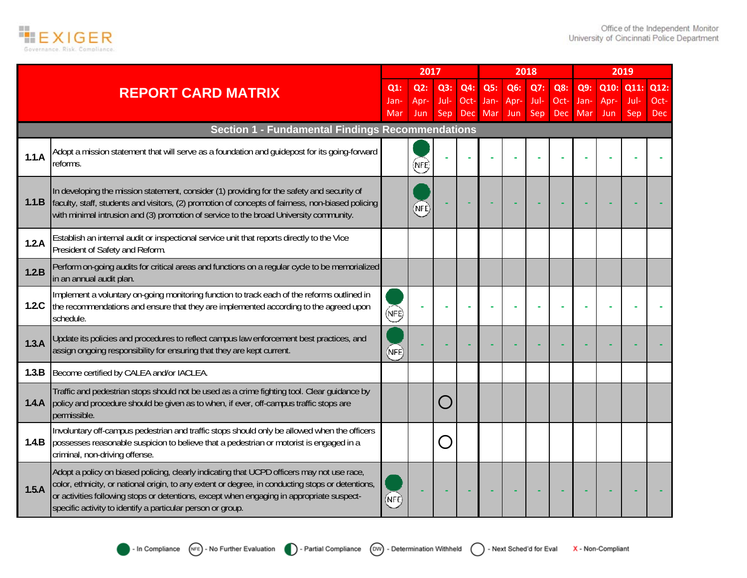| REPORT CARD MATRIX | | 2017 | | | | 2018 | | | | 2019 | | | |
|---|---|---|---|---|---|---|---|---|---|---|---|---|---|
| | | Q1: Jan-Mar | Q2: Apr-Jun | Q3: Jul-Sep | Q4: Oct-Dec | Q5: Jan-Mar | Q6: Apr-Jun | Q7: Jul-Sep | Q8: Oct-Dec | Q9: Jan-Mar | Q10: Apr-Jun | Q11: Jul-Sep | Q12: Oct-Dec |
| **Section 1 - Fundamental Findings Recommendations** | | | | | | | | | | | | | |
| **1.1.A** | Adopt a mission statement that will serve as a foundation and guidepost for its going-forward reforms. | | In Compliance / NFE | - | - | - | - | - | - | - | - | - | - |
| **1.1.B** | In developing the mission statement, consider (1) providing for the safety and security of faculty, staff, students and visitors, (2) promotion of concepts of fairness, non-biased policing with minimal intrusion and (3) promotion of service to the broad University community. | | In Compliance / NFE | - | - | - | - | - | - | - | - | - | - |
| **1.2.A** | Establish an internal audit or inspectional service unit that reports directly to the Vice President of Safety and Reform. | | | | | | | | | | | | |
| **1.2.B** | Perform on-going audits for critical areas and functions on a regular cycle to be memorialized in an annual audit plan. | | | | | | | | | | | | |
| **1.2.C** | Implement a voluntary on-going monitoring function to track each of the reforms outlined in the recommendations and ensure that they are implemented according to the agreed upon schedule. | In Compliance / NFE | - | - | - | - | - | - | - | - | - | - | - |
| **1.3.A** | Update its policies and procedures to reflect campus law enforcement best practices, and assign ongoing responsibility for ensuring that they are kept current. | In Compliance / NFE | - | - | - | - | - | - | - | - | - | - | - |
| **1.3.B** | Become certified by CALEA and/or IACLEA. | | | | | | | | | | | | |
| **1.4.A** | Traffic and pedestrian stops should not be used as a crime fighting tool. Clear guidance by policy and procedure should be given as to when, if ever, off-campus traffic stops are permissible. | | | Next Sched'd for Eval | | | | | | | | | |
| **1.4.B** | Involuntary off-campus pedestrian and traffic stops should only be allowed when the officers possesses reasonable suspicion to believe that a pedestrian or motorist is engaged in a criminal, non-driving offense. | | | Next Sched'd for Eval | | | | | | | | | |
| **1.5.A** | Adopt a policy on biased policing, clearly indicating that UCPD officers may not use race, color, ethnicity, or national origin, to any extent or degree, in conducting stops or detentions, or activities following stops or detentions, except when engaging in appropriate suspect-specific activity to identify a particular person or group. | In Compliance / NFE | - | - | - | - | - | - | - | - | - | - | - |

Legend: ● - In Compliance; NFE - No Further Evaluation; ◐ - Partial Compliance; DW - Determination Withheld; ○ - Next Sched'd for Eval; X - Non-Compliant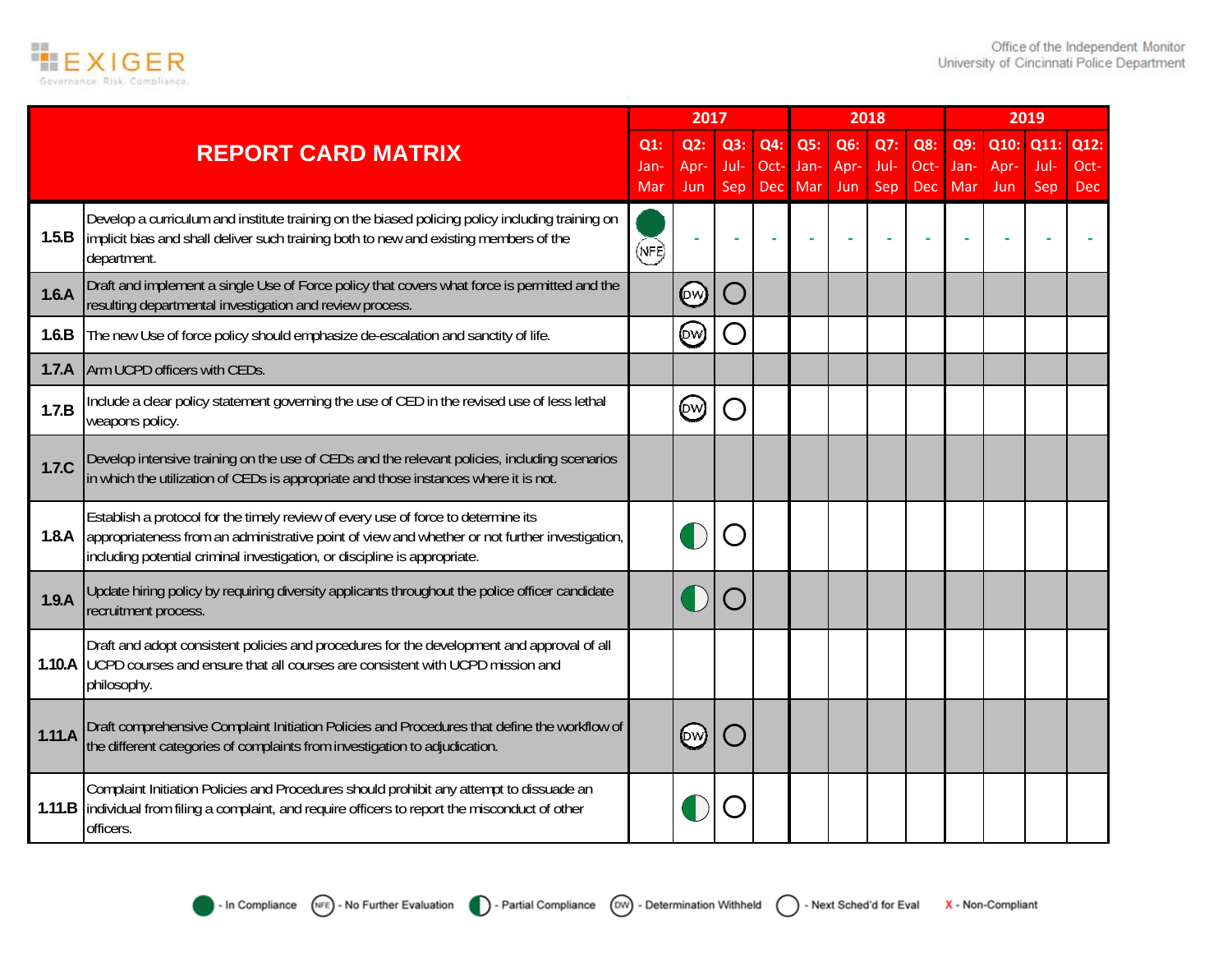| REPORT CARD MATRIX | | 2017 | | | | 2018 | | | | 2019 | | | |
|---|---|---|---|---|---|---|---|---|---|---|---|---|---|
| | | Q1: Jan-Mar | Q2: Apr-Jun | Q3: Jul-Sep | Q4: Oct-Dec | Q5: Jan-Mar | Q6: Apr-Jun | Q7: Jul-Sep | Q8: Oct-Dec | Q9: Jan-Mar | Q10: Apr-Jun | Q11: Jul-Sep | Q12: Oct-Dec |
| 1.5.B | Develop a curriculum and institute training on the biased policing policy including training on implicit bias and shall deliver such training both to new and existing members of the department. | In Compliance / NFE | - | - | - | - | - | - | - | - | - | - | - |
| 1.6.A | Draft and implement a single Use of Force policy that covers what force is permitted and the resulting departmental investigation and review process. | | DW | Next Sched'd for Eval | | | | | | | | | |
| 1.6.B | The new Use of force policy should emphasize de-escalation and sanctity of life. | | DW | Next Sched'd for Eval | | | | | | | | | |
| 1.7.A | Arm UCPD officers with CEDs. | | | | | | | | | | | | |
| 1.7.B | Include a clear policy statement governing the use of CED in the revised use of less lethal weapons policy. | | DW | Next Sched'd for Eval | | | | | | | | | |
| 1.7.C | Develop intensive training on the use of CEDs and the relevant policies, including scenarios in which the utilization of CEDs is appropriate and those instances where it is not. | | | | | | | | | | | | |
| 1.8.A | Establish a protocol for the timely review of every use of force to determine its appropriateness from an administrative point of view and whether or not further investigation, including potential criminal investigation, or discipline is appropriate. | | Partial Compliance | Next Sched'd for Eval | | | | | | | | | |
| 1.9.A | Update hiring policy by requiring diversity applicants throughout the police officer candidate recruitment process. | | Partial Compliance | Next Sched'd for Eval | | | | | | | | | |
| 1.10.A | Draft and adopt consistent policies and procedures for the development and approval of all UCPD courses and ensure that all courses are consistent with UCPD mission and philosophy. | | | | | | | | | | | | |
| 1.11.A | Draft comprehensive Complaint Initiation Policies and Procedures that define the workflow of the different categories of complaints from investigation to adjudication. | | DW | Next Sched'd for Eval | | | | | | | | | |
| 1.11.B | Complaint Initiation Policies and Procedures should prohibit any attempt to dissuade an individual from filing a complaint, and require officers to report the misconduct of other officers. | | Partial Compliance | Next Sched'd for Eval | | | | | | | | | |

● - In Compliance　(NFE) - No Further Evaluation　◐ - Partial Compliance　(DW) - Determination Withheld　○ - Next Sched'd for Eval　X - Non-Compliant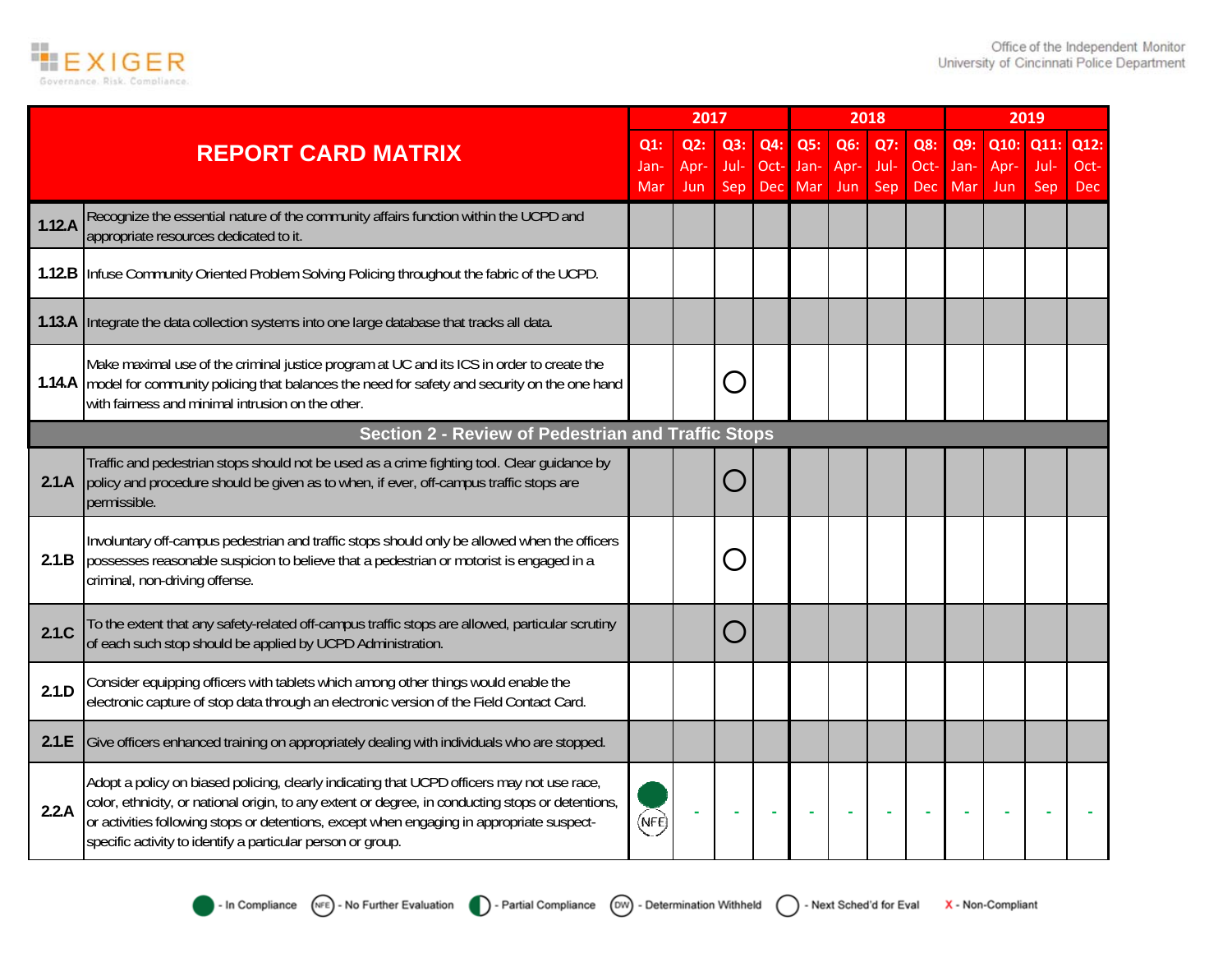| REPORT CARD MATRIX | | 2017 | | | | 2018 | | | | 2019 | | | |
|---|---|---|---|---|---|---|---|---|---|---|---|---|---|
| | | Q1: Jan-Mar | Q2: Apr-Jun | Q3: Jul-Sep | Q4: Oct-Dec | Q5: Jan-Mar | Q6: Apr-Jun | Q7: Jul-Sep | Q8: Oct-Dec | Q9: Jan-Mar | Q10: Apr-Jun | Q11: Jul-Sep | Q12: Oct-Dec |
| 1.12.A | Recognize the essential nature of the community affairs function within the UCPD and appropriate resources dedicated to it. | | | | | | | | | | | | |
| 1.12.B | Infuse Community Oriented Problem Solving Policing throughout the fabric of the UCPD. | | | | | | | | | | | | |
| 1.13.A | Integrate the data collection systems into one large database that tracks all data. | | | | | | | | | | | | |
| 1.14.A | Make maximal use of the criminal justice program at UC and its ICS in order to create the model for community policing that balances the need for safety and security on the one hand with fairness and minimal intrusion on the other. | | | Next Sched'd for Eval | | | | | | | | | |
| **Section 2 - Review of Pedestrian and Traffic Stops** | | | | | | | | | | | | | |
| 2.1.A | Traffic and pedestrian stops should not be used as a crime fighting tool. Clear guidance by policy and procedure should be given as to when, if ever, off-campus traffic stops are permissible. | | | Next Sched'd for Eval | | | | | | | | | |
| 2.1.B | Involuntary off-campus pedestrian and traffic stops should only be allowed when the officers possesses reasonable suspicion to believe that a pedestrian or motorist is engaged in a criminal, non-driving offense. | | | Next Sched'd for Eval | | | | | | | | | |
| 2.1.C | To the extent that any safety-related off-campus traffic stops are allowed, particular scrutiny of each such stop should be applied by UCPD Administration. | | | Next Sched'd for Eval | | | | | | | | | |
| 2.1.D | Consider equipping officers with tablets which among other things would enable the electronic capture of stop data through an electronic version of the Field Contact Card. | | | | | | | | | | | | |
| 2.1.E | Give officers enhanced training on appropriately dealing with individuals who are stopped. | | | | | | | | | | | | |
| 2.2.A | Adopt a policy on biased policing, clearly indicating that UCPD officers may not use race, color, ethnicity, or national origin, to any extent or degree, in conducting stops or detentions, or activities following stops or detentions, except when engaging in appropriate suspect-specific activity to identify a particular person or group. | In Compliance; NFE | - | - | - | - | - | - | - | - | - | - | - |

Legend: In Compliance | NFE - No Further Evaluation | Partial Compliance | DW - Determination Withheld | Next Sched'd for Eval | X - Non-Compliant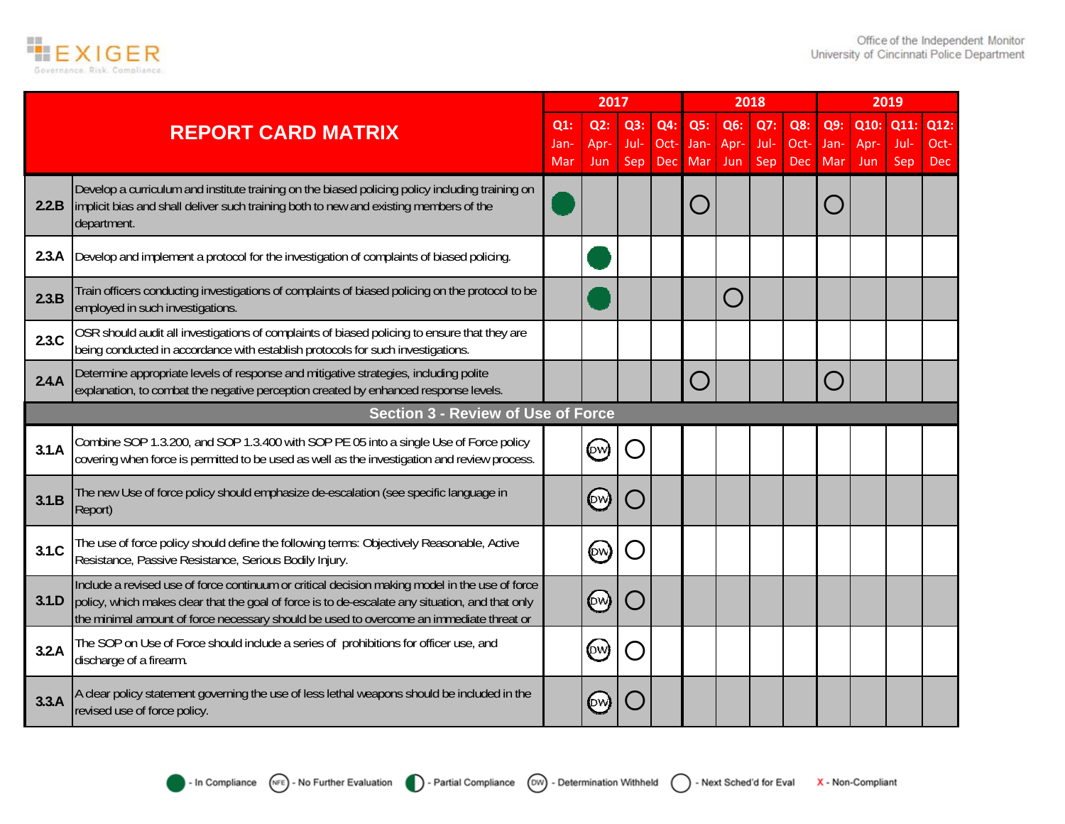| REPORT CARD MATRIX | | 2017 | | | | 2018 | | | | 2019 | | | |
|---|---|---|---|---|---|---|---|---|---|---|---|---|---|
| | | Q1: Jan-Mar | Q2: Apr-Jun | Q3: Jul-Sep | Q4: Oct-Dec | Q5: Jan-Mar | Q6: Apr-Jun | Q7: Jul-Sep | Q8: Oct-Dec | Q9: Jan-Mar | Q10: Apr-Jun | Q11: Jul-Sep | Q12: Oct-Dec |
| 2.2.B | Develop a curriculum and institute training on the biased policing policy including training on implicit bias and shall deliver such training both to new and existing members of the department. | In Compliance | | | | Next Sched'd for Eval | | | | Next Sched'd for Eval | | | |
| 2.3.A | Develop and implement a protocol for the investigation of complaints of biased policing. | | In Compliance | | | | | | | | | | |
| 2.3.B | Train officers conducting investigations of complaints of biased policing on the protocol to be employed in such investigations. | | In Compliance | | | | Next Sched'd for Eval | | | | | | |
| 2.3.C | OSR should audit all investigations of complaints of biased policing to ensure that they are being conducted in accordance with establish protocols for such investigations. | | | | | | | | | | | | |
| 2.4.A | Determine appropriate levels of response and mitigative strategies, including polite explanation, to combat the negative perception created by enhanced response levels. | | | | | Next Sched'd for Eval | | | | Next Sched'd for Eval | | | |
| **Section 3 - Review of Use of Force** | | | | | | | | | | | | | |
| 3.1.A | Combine SOP 1.3.200, and SOP 1.3.400 with SOP PE 05 into a single Use of Force policy covering when force is permitted to be used as well as the investigation and review process. | | DW | Next Sched'd for Eval | | | | | | | | | |
| 3.1.B | The new Use of force policy should emphasize de-escalation (see specific language in Report) | | DW | Next Sched'd for Eval | | | | | | | | | |
| 3.1.C | The use of force policy should define the following terms: Objectively Reasonable, Active Resistance, Passive Resistance, Serious Bodily Injury. | | DW | Next Sched'd for Eval | | | | | | | | | |
| 3.1.D | Include a revised use of force continuum or critical decision making model in the use of force policy, which makes clear that the goal of force is to de-escalate any situation, and that only the minimal amount of force necessary should be used to overcome an immediate threat or | | DW | Next Sched'd for Eval | | | | | | | | | |
| 3.2.A | The SOP on Use of Force should include a series of prohibitions for officer use, and discharge of a firearm. | | DW | Next Sched'd for Eval | | | | | | | | | |
| 3.3.A | A clear policy statement governing the use of less lethal weapons should be included in the revised use of force policy. | | DW | Next Sched'd for Eval | | | | | | | | | |

Legend: ● - In Compliance; (NFE) - No Further Evaluation; ◐ - Partial Compliance; (DW) - Determination Withheld; ○ - Next Sched'd for Eval; X - Non-Compliant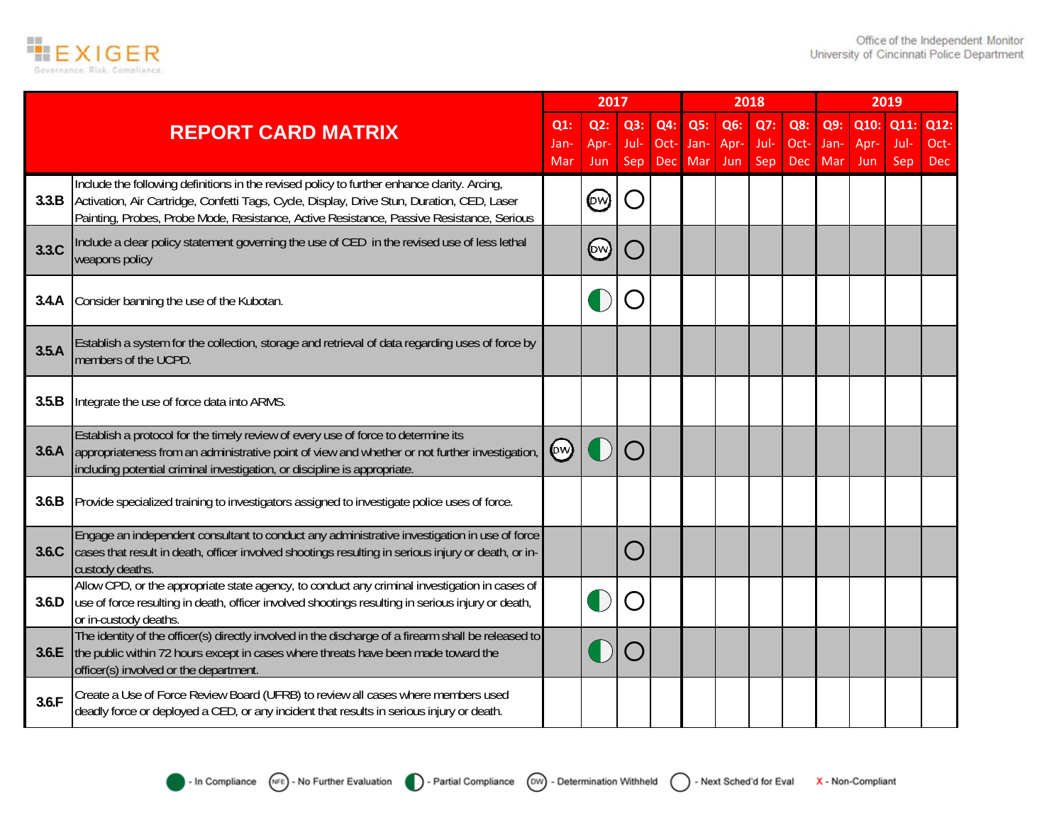| REPORT CARD MATRIX | | 2017 | | | | 2018 | | | | 2019 | | | |
|---|---|---|---|---|---|---|---|---|---|---|---|---|---|
| | | Q1: Jan-Mar | Q2: Apr-Jun | Q3: Jul-Sep | Q4: Oct-Dec | Q5: Jan-Mar | Q6: Apr-Jun | Q7: Jul-Sep | Q8: Oct-Dec | Q9: Jan-Mar | Q10: Apr-Jun | Q11: Jul-Sep | Q12: Oct-Dec |
| 3.3.B | Include the following definitions in the revised policy to further enhance clarity. Arcing, Activation, Air Cartridge, Confetti Tags, Cycle, Display, Drive Stun, Duration, CED, Laser Painting, Probes, Probe Mode, Resistance, Active Resistance, Passive Resistance, Serious | | DW | Next Sched'd for Eval | | | | | | | | | |
| 3.3.C | Include a clear policy statement governing the use of CED in the revised use of less lethal weapons policy | | DW | Next Sched'd for Eval | | | | | | | | | |
| 3.4.A | Consider banning the use of the Kubotan. | | Partial Compliance | Next Sched'd for Eval | | | | | | | | | |
| 3.5.A | Establish a system for the collection, storage and retrieval of data regarding uses of force by members of the UCPD. | | | | | | | | | | | | |
| 3.5.B | Integrate the use of force data into ARMS. | | | | | | | | | | | | |
| 3.6.A | Establish a protocol for the timely review of every use of force to determine its appropriateness from an administrative point of view and whether or not further investigation, including potential criminal investigation, or discipline is appropriate. | DW | Partial Compliance | Next Sched'd for Eval | | | | | | | | | |
| 3.6.B | Provide specialized training to investigators assigned to investigate police uses of force. | | | | | | | | | | | | |
| 3.6.C | Engage an independent consultant to conduct any administrative investigation in use of force cases that result in death, officer involved shootings resulting in serious injury or death, or in-custody deaths. | | | Next Sched'd for Eval | | | | | | | | | |
| 3.6.D | Allow CPD, or the appropriate state agency, to conduct any criminal investigation in cases of use of force resulting in death, officer involved shootings resulting in serious injury or death, or in-custody deaths. | | Partial Compliance | Next Sched'd for Eval | | | | | | | | | |
| 3.6.E | The identity of the officer(s) directly involved in the discharge of a firearm shall be released to the public within 72 hours except in cases where threats have been made toward the officer(s) involved or the department. | | Partial Compliance | Next Sched'd for Eval | | | | | | | | | |
| 3.6.F | Create a Use of Force Review Board (UFRB) to review all cases where members used deadly force or deployed a CED, or any incident that results in serious injury or death. | | | | | | | | | | | | |

Legend: ● - In Compliance; NFE - No Further Evaluation; ◐ - Partial Compliance; DW - Determination Withheld; ○ - Next Sched'd for Eval; X - Non-Compliant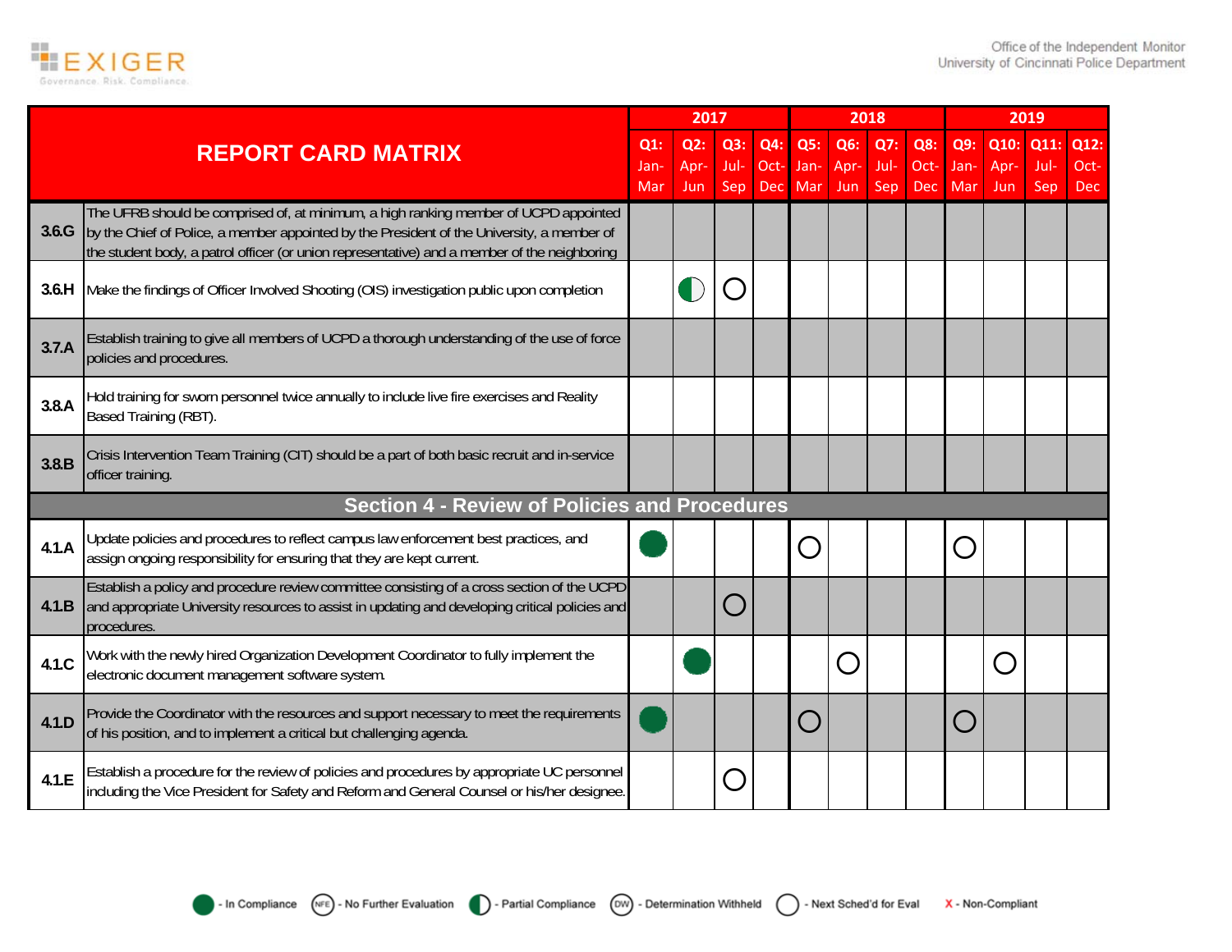| REPORT CARD MATRIX | | 2017 | | | | 2018 | | | | 2019 | | | |
|---|---|---|---|---|---|---|---|---|---|---|---|---|---|
| | | Q1: Jan-Mar | Q2: Apr-Jun | Q3: Jul-Sep | Q4: Oct-Dec | Q5: Jan-Mar | Q6: Apr-Jun | Q7: Jul-Sep | Q8: Oct-Dec | Q9: Jan-Mar | Q10: Apr-Jun | Q11: Jul-Sep | Q12: Oct-Dec |
| 3.6.G | The UFRB should be comprised of, at minimum, a high ranking member of UCPD appointed by the Chief of Police, a member appointed by the President of the University, a member of the student body, a patrol officer (or union representative) and a member of the neighboring | | | | | | | | | | | | |
| 3.6.H | Make the findings of Officer Involved Shooting (OIS) investigation public upon completion | | Partial Compliance | Next Sched'd for Eval | | | | | | | | | |
| 3.7.A | Establish training to give all members of UCPD a thorough understanding of the use of force policies and procedures. | | | | | | | | | | | | |
| 3.8.A | Hold training for sworn personnel twice annually to include live fire exercises and Reality Based Training (RBT). | | | | | | | | | | | | |
| 3.8.B | Crisis Intervention Team Training (CIT) should be a part of both basic recruit and in-service officer training. | | | | | | | | | | | | |
| **Section 4 - Review of Policies and Procedures** | | | | | | | | | | | | | |
| 4.1.A | Update policies and procedures to reflect campus law enforcement best practices, and assign ongoing responsibility for ensuring that they are kept current. | In Compliance | | | | Next Sched'd for Eval | | | | Next Sched'd for Eval | | | |
| 4.1.B | Establish a policy and procedure review committee consisting of a cross section of the UCPD and appropriate University resources to assist in updating and developing critical policies and procedures. | | | Next Sched'd for Eval | | | | | | | | | |
| 4.1.C | Work with the newly hired Organization Development Coordinator to fully implement the electronic document management software system. | | In Compliance | | | | Next Sched'd for Eval | | | | Next Sched'd for Eval | | |
| 4.1.D | Provide the Coordinator with the resources and support necessary to meet the requirements of his position, and to implement a critical but challenging agenda. | In Compliance | | | | Next Sched'd for Eval | | | | Next Sched'd for Eval | | | |
| 4.1.E | Establish a procedure for the review of policies and procedures by appropriate UC personnel including the Vice President for Safety and Reform and General Counsel or his/her designee. | | | Next Sched'd for Eval | | | | | | | | | |

Legend: ● - In Compliance | (NFE) - No Further Evaluation | ◐ - Partial Compliance | (DW) - Determination Withheld | ○ - Next Sched'd for Eval | X - Non-Compliant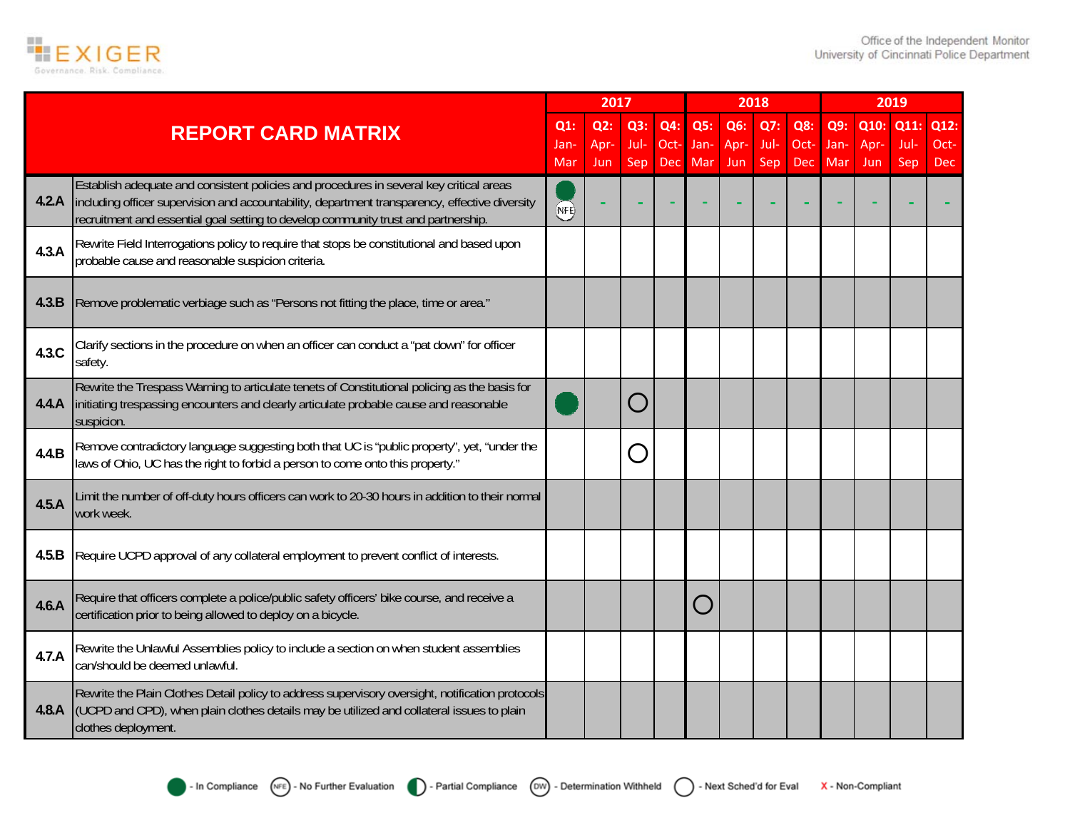| REPORT CARD MATRIX | | 2017 | | | | 2018 | | | | 2019 | | | |
|---|---|---|---|---|---|---|---|---|---|---|---|---|---|
| | | Q1: Jan-Mar | Q2: Apr-Jun | Q3: Jul-Sep | Q4: Oct-Dec | Q5: Jan-Mar | Q6: Apr-Jun | Q7: Jul-Sep | Q8: Oct-Dec | Q9: Jan-Mar | Q10: Apr-Jun | Q11: Jul-Sep | Q12: Oct-Dec |
| 4.2.A | Establish adequate and consistent policies and procedures in several key critical areas including officer supervision and accountability, department transparency, effective diversity recruitment and essential goal setting to develop community trust and partnership. | In Compliance / NFE | - | - | - | - | - | - | - | - | - | - | - |
| 4.3.A | Rewrite Field Interrogations policy to require that stops be constitutional and based upon probable cause and reasonable suspicion criteria. | | | | | | | | | | | | |
| 4.3.B | Remove problematic verbiage such as "Persons not fitting the place, time or area." | | | | | | | | | | | | |
| 4.3.C | Clarify sections in the procedure on when an officer can conduct a "pat down" for officer safety. | | | | | | | | | | | | |
| 4.4.A | Rewrite the Trespass Warning to articulate tenets of Constitutional policing as the basis for initiating trespassing encounters and clearly articulate probable cause and reasonable suspicion. | In Compliance | | Next Sched'd for Eval | | | | | | | | | |
| 4.4.B | Remove contradictory language suggesting both that UC is "public property", yet, "under the laws of Ohio, UC has the right to forbid a person to come onto this property." | | | Next Sched'd for Eval | | | | | | | | | |
| 4.5.A | Limit the number of off-duty hours officers can work to 20-30 hours in addition to their normal work week. | | | | | | | | | | | | |
| 4.5.B | Require UCPD approval of any collateral employment to prevent conflict of interests. | | | | | | | | | | | | |
| 4.6.A | Require that officers complete a police/public safety officers' bike course, and receive a certification prior to being allowed to deploy on a bicycle. | | | | | Next Sched'd for Eval | | | | | | | |
| 4.7.A | Rewrite the Unlawful Assemblies policy to include a section on when student assemblies can/should be deemed unlawful. | | | | | | | | | | | | |
| 4.8.A | Rewrite the Plain Clothes Detail policy to address supervisory oversight, notification protocols (UCPD and CPD), when plain clothes details may be utilized and collateral issues to plain clothes deployment. | | | | | | | | | | | | |

Legend: In Compliance · (NFE) - No Further Evaluation · Partial Compliance · (DW) - Determination Withheld · Next Sched'd for Eval · X - Non-Compliant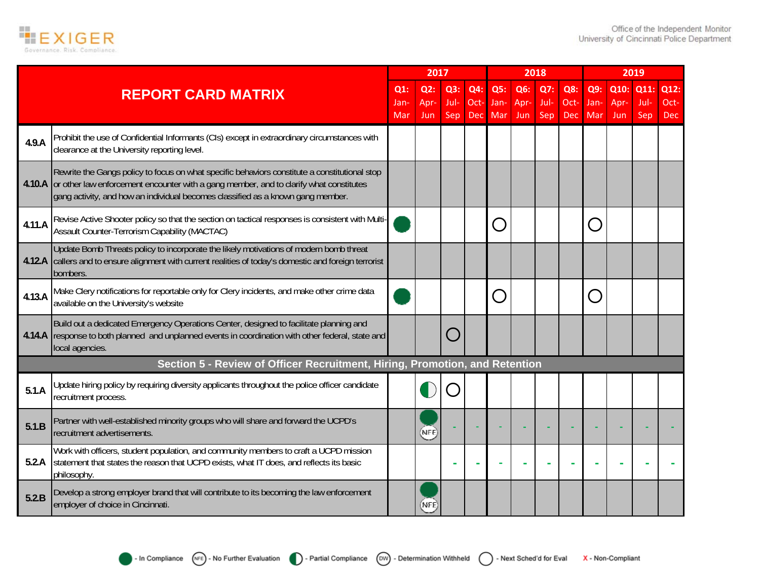| REPORT CARD MATRIX | | 2017 | | | | 2018 | | | | 2019 | | | |
|---|---|---|---|---|---|---|---|---|---|---|---|---|---|
| | | Q1: Jan-Mar | Q2: Apr-Jun | Q3: Jul-Sep | Q4: Oct-Dec | Q5: Jan-Mar | Q6: Apr-Jun | Q7: Jul-Sep | Q8: Oct-Dec | Q9: Jan-Mar | Q10: Apr-Jun | Q11: Jul-Sep | Q12: Oct-Dec |
| 4.9.A | Prohibit the use of Confidential Informants (CIs) except in extraordinary circumstances with clearance at the University reporting level. | | | | | | | | | | | | |
| 4.10.A | Rewrite the Gangs policy to focus on what specific behaviors constitute a constitutional stop or other law enforcement encounter with a gang member, and to clarify what constitutes gang activity, and how an individual becomes classified as a known gang member. | | | | | | | | | | | | |
| 4.11.A | Revise Active Shooter policy so that the section on tactical responses is consistent with Multi-Assault Counter-Terrorism Capability (MACTAC) | In Compliance | | | | Next Sched'd for Eval | | | | Next Sched'd for Eval | | | |
| 4.12.A | Update Bomb Threats policy to incorporate the likely motivations of modern bomb threat callers and to ensure alignment with current realities of today's domestic and foreign terrorist bombers. | | | | | | | | | | | | |
| 4.13.A | Make Clery notifications for reportable only for Clery incidents, and make other crime data available on the University's website | In Compliance | | | | Next Sched'd for Eval | | | | Next Sched'd for Eval | | | |
| 4.14.A | Build out a dedicated Emergency Operations Center, designed to facilitate planning and response to both planned and unplanned events in coordination with other federal, state and local agencies. | | | Next Sched'd for Eval | | | | | | | | | |
| **Section 5 - Review of Officer Recruitment, Hiring, Promotion, and Retention** | | | | | | | | | | | | | |
| 5.1.A | Update hiring policy by requiring diversity applicants throughout the police officer candidate recruitment process. | | Partial Compliance | Next Sched'd for Eval | | | | | | | | | |
| 5.1.B | Partner with well-established minority groups who will share and forward the UCPD's recruitment advertisements. | | In Compliance / NFE | - | - | - | - | - | - | - | - | - | - |
| 5.2.A | Work with officers, student population, and community members to craft a UCPD mission statement that states the reason that UCPD exists, what IT does, and reflects its basic philosophy. | | | - | - | - | - | - | - | - | - | - | - |
| 5.2.B | Develop a strong employer brand that will contribute to its becoming the law enforcement employer of choice in Cincinnati. | | In Compliance / NFE | | | | | | | | | | |

Legend: In Compliance; (NFE) - No Further Evaluation; Partial Compliance; (DW) - Determination Withheld; Next Sched'd for Eval; X - Non-Compliant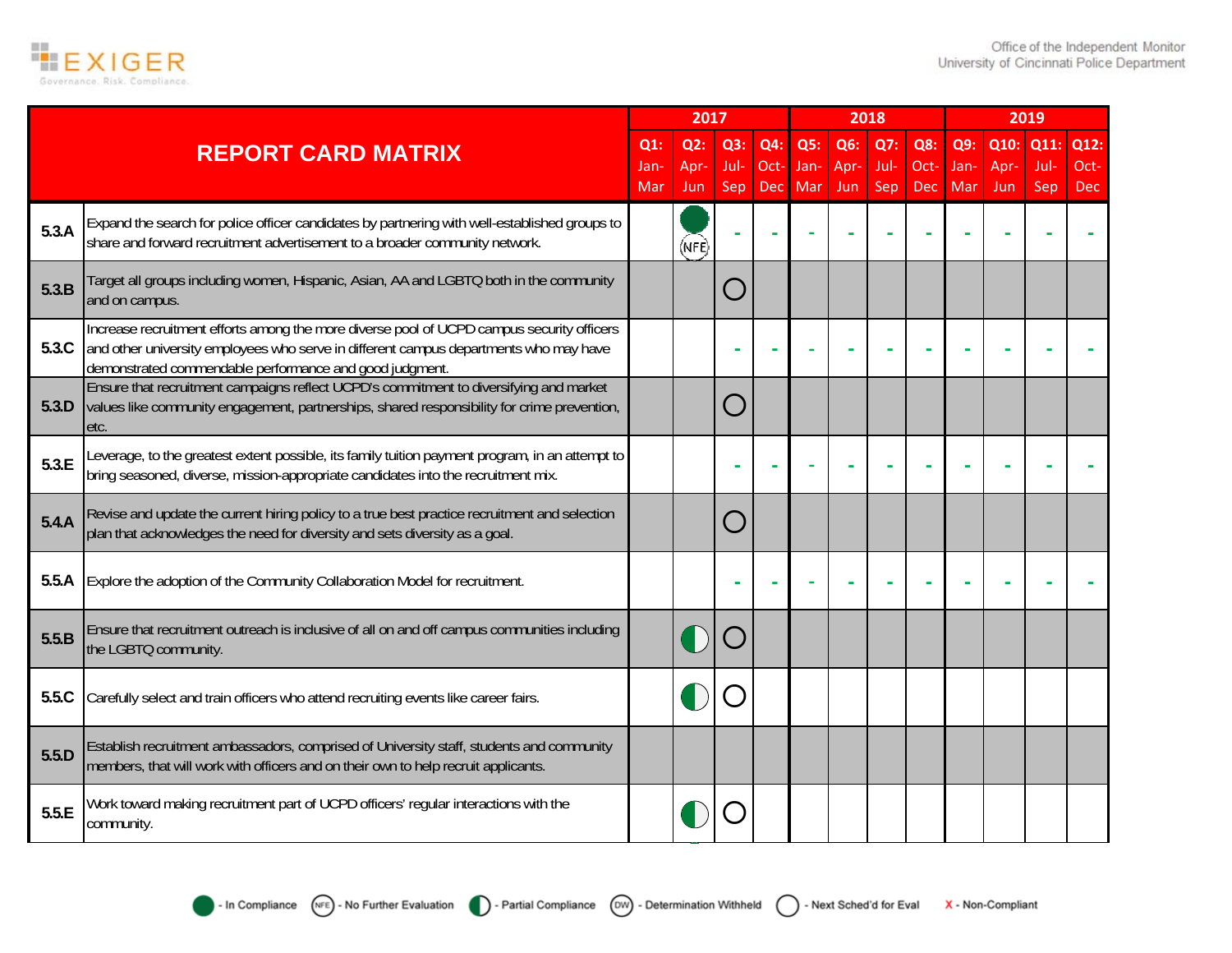| REPORT CARD MATRIX | | 2017 | | | | 2018 | | | | 2019 | | | |
|---|---|---|---|---|---|---|---|---|---|---|---|---|---|
| | | Q1: Jan-Mar | Q2: Apr-Jun | Q3: Jul-Sep | Q4: Oct-Dec | Q5: Jan-Mar | Q6: Apr-Jun | Q7: Jul-Sep | Q8: Oct-Dec | Q9: Jan-Mar | Q10: Apr-Jun | Q11: Jul-Sep | Q12: Oct-Dec |
| 5.3.A | Expand the search for police officer candidates by partnering with well-established groups to share and forward recruitment advertisement to a broader community network. | | In Compliance / NFE | - | - | - | - | - | - | - | - | - | - |
| 5.3.B | Target all groups including women, Hispanic, Asian, AA and LGBTQ both in the community and on campus. | | | Next Sched'd for Eval | | | | | | | | | |
| 5.3.C | Increase recruitment efforts among the more diverse pool of UCPD campus security officers and other university employees who serve in different campus departments who may have demonstrated commendable performance and good judgment. | | | - | - | - | - | - | - | - | - | - | - |
| 5.3.D | Ensure that recruitment campaigns reflect UCPD's commitment to diversifying and market values like community engagement, partnerships, shared responsibility for crime prevention, etc. | | | Next Sched'd for Eval | | | | | | | | | |
| 5.3.E | Leverage, to the greatest extent possible, its family tuition payment program, in an attempt to bring seasoned, diverse, mission-appropriate candidates into the recruitment mix. | | | - | - | - | - | - | - | - | - | - | - |
| 5.4.A | Revise and update the current hiring policy to a true best practice recruitment and selection plan that acknowledges the need for diversity and sets diversity as a goal. | | | Next Sched'd for Eval | | | | | | | | | |
| 5.5.A | Explore the adoption of the Community Collaboration Model for recruitment. | | | - | - | - | - | - | - | - | - | - | - |
| 5.5.B | Ensure that recruitment outreach is inclusive of all on and off campus communities including the LGBTQ community. | | Partial Compliance | Next Sched'd for Eval | | | | | | | | | |
| 5.5.C | Carefully select and train officers who attend recruiting events like career fairs. | | Partial Compliance | Next Sched'd for Eval | | | | | | | | | |
| 5.5.D | Establish recruitment ambassadors, comprised of University staff, students and community members, that will work with officers and on their own to help recruit applicants. | | | | | | | | | | | | |
| 5.5.E | Work toward making recruitment part of UCPD officers' regular interactions with the community. | | Partial Compliance | Next Sched'd for Eval | | | | | | | | | |

Legend: In Compliance · (NFE) - No Further Evaluation · Partial Compliance · (DW) - Determination Withheld · Next Sched'd for Eval · X - Non-Compliant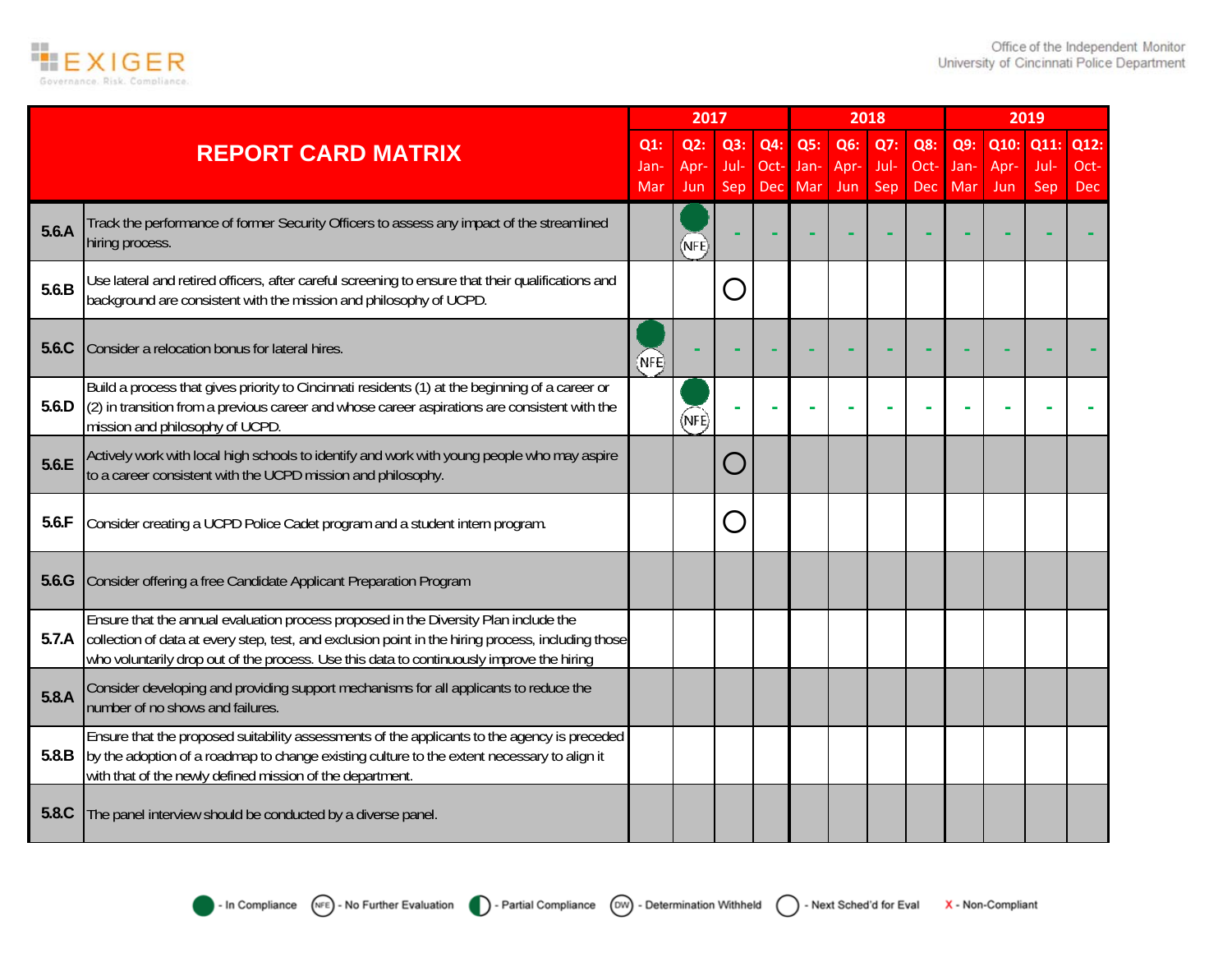| REPORT CARD MATRIX | | 2017 | | | | 2018 | | | | 2019 | | | |
|---|---|---|---|---|---|---|---|---|---|---|---|---|---|
| | | Q1: Jan-Mar | Q2: Apr-Jun | Q3: Jul-Sep | Q4: Oct-Dec | Q5: Jan-Mar | Q6: Apr-Jun | Q7: Jul-Sep | Q8: Oct-Dec | Q9: Jan-Mar | Q10: Apr-Jun | Q11: Jul-Sep | Q12: Oct-Dec |
| 5.6.A | Track the performance of former Security Officers to assess any impact of the streamlined hiring process. | | In Compliance / NFE | - | - | - | - | - | - | - | - | - | - |
| 5.6.B | Use lateral and retired officers, after careful screening to ensure that their qualifications and background are consistent with the mission and philosophy of UCPD. | | | Next Sched'd for Eval | | | | | | | | | |
| 5.6.C | Consider a relocation bonus for lateral hires. | In Compliance / NFE | - | - | - | - | - | - | - | - | - | - | - |
| 5.6.D | Build a process that gives priority to Cincinnati residents (1) at the beginning of a career or (2) in transition from a previous career and whose career aspirations are consistent with the mission and philosophy of UCPD. | | In Compliance / NFE | - | - | - | - | - | - | - | - | - | - |
| 5.6.E | Actively work with local high schools to identify and work with young people who may aspire to a career consistent with the UCPD mission and philosophy. | | | Next Sched'd for Eval | | | | | | | | | |
| 5.6.F | Consider creating a UCPD Police Cadet program and a student intern program. | | | Next Sched'd for Eval | | | | | | | | | |
| 5.6.G | Consider offering a free Candidate Applicant Preparation Program | | | | | | | | | | | | |
| 5.7.A | Ensure that the annual evaluation process proposed in the Diversity Plan include the collection of data at every step, test, and exclusion point in the hiring process, including those who voluntarily drop out of the process. Use this data to continuously improve the hiring | | | | | | | | | | | | |
| 5.8.A | Consider developing and providing support mechanisms for all applicants to reduce the number of no shows and failures. | | | | | | | | | | | | |
| 5.8.B | Ensure that the proposed suitability assessments of the applicants to the agency is preceded by the adoption of a roadmap to change existing culture to the extent necessary to align it with that of the newly defined mission of the department. | | | | | | | | | | | | |
| 5.8.C | The panel interview should be conducted by a diverse panel. | | | | | | | | | | | | |

Legend: In Compliance · (NFE) - No Further Evaluation · Partial Compliance · (DW) - Determination Withheld · ○ - Next Sched'd for Eval · X - Non-Compliant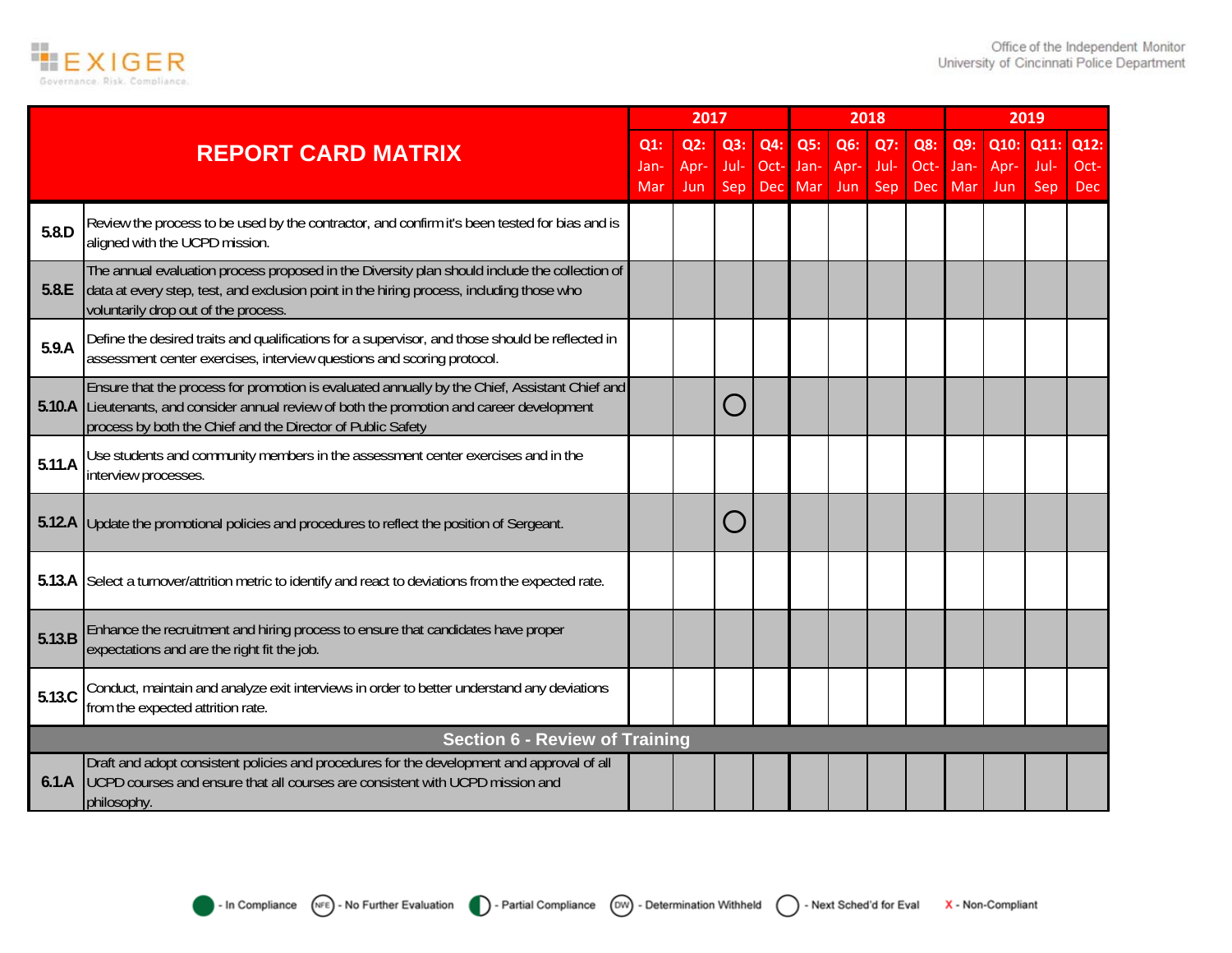| REPORT CARD MATRIX | | 2017 | | | | 2018 | | | | 2019 | | | |
|---|---|---|---|---|---|---|---|---|---|---|---|---|---|
| | | Q1: Jan-Mar | Q2: Apr-Jun | Q3: Jul-Sep | Q4: Oct-Dec | Q5: Jan-Mar | Q6: Apr-Jun | Q7: Jul-Sep | Q8: Oct-Dec | Q9: Jan-Mar | Q10: Apr-Jun | Q11: Jul-Sep | Q12: Oct-Dec |
| 5.8.D | Review the process to be used by the contractor, and confirm it's been tested for bias and is aligned with the UCPD mission. | | | | | | | | | | | | |
| 5.8.E | The annual evaluation process proposed in the Diversity plan should include the collection of data at every step, test, and exclusion point in the hiring process, including those who voluntarily drop out of the process. | | | | | | | | | | | | |
| 5.9.A | Define the desired traits and qualifications for a supervisor, and those should be reflected in assessment center exercises, interview questions and scoring protocol. | | | | | | | | | | | | |
| 5.10.A | Ensure that the process for promotion is evaluated annually by the Chief, Assistant Chief and Lieutenants, and consider annual review of both the promotion and career development process by both the Chief and the Director of Public Safety | | | ○ | | | | | | | | | |
| 5.11.A | Use students and community members in the assessment center exercises and in the interview processes. | | | | | | | | | | | | |
| 5.12.A | Update the promotional policies and procedures to reflect the position of Sergeant. | | | ○ | | | | | | | | | |
| 5.13.A | Select a turnover/attrition metric to identify and react to deviations from the expected rate. | | | | | | | | | | | | |
| 5.13.B | Enhance the recruitment and hiring process to ensure that candidates have proper expectations and are the right fit the job. | | | | | | | | | | | | |
| 5.13.C | Conduct, maintain and analyze exit interviews in order to better understand any deviations from the expected attrition rate. | | | | | | | | | | | | |
| **Section 6 - Review of Training** | | | | | | | | | | | | | |
| 6.1.A | Draft and adopt consistent policies and procedures for the development and approval of all UCPD courses and ensure that all courses are consistent with UCPD mission and philosophy. | | | | | | | | | | | | |

● - In Compliance (NFE) - No Further Evaluation ◐ - Partial Compliance (DW) - Determination Withheld ○ - Next Sched'd for Eval X - Non-Compliant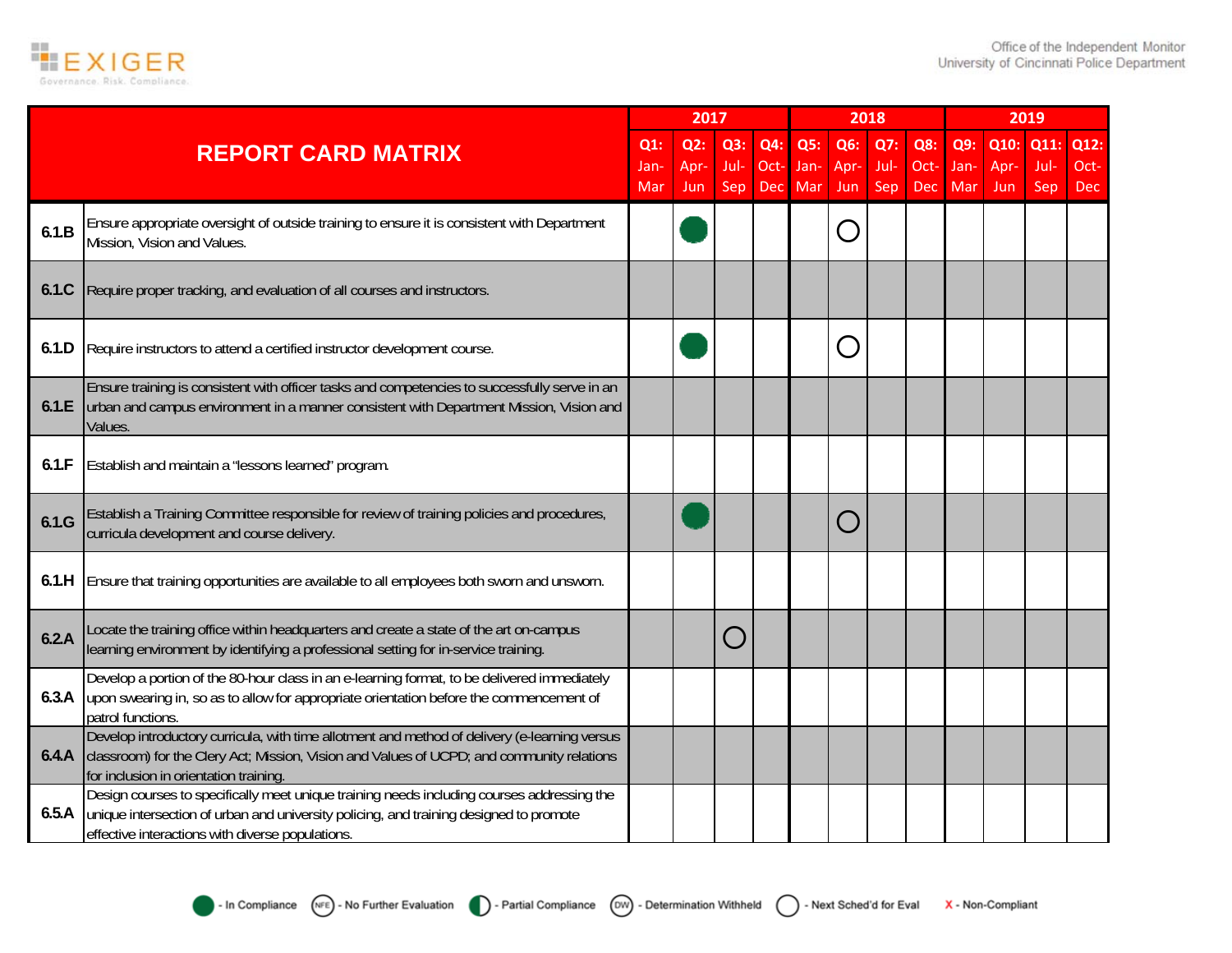| REPORT CARD MATRIX | | 2017 | | | | 2018 | | | | 2019 | | | |
|---|---|---|---|---|---|---|---|---|---|---|---|---|---|
| | | Q1: Jan-Mar | Q2: Apr-Jun | Q3: Jul-Sep | Q4: Oct-Dec | Q5: Jan-Mar | Q6: Apr-Jun | Q7: Jul-Sep | Q8: Oct-Dec | Q9: Jan-Mar | Q10: Apr-Jun | Q11: Jul-Sep | Q12: Oct-Dec |
| 6.1.B | Ensure appropriate oversight of outside training to ensure it is consistent with Department Mission, Vision and Values. | | In Compliance | | | | Next Sched'd for Eval | | | | | | |
| 6.1.C | Require proper tracking, and evaluation of all courses and instructors. | | | | | | | | | | | | |
| 6.1.D | Require instructors to attend a certified instructor development course. | | In Compliance | | | | Next Sched'd for Eval | | | | | | |
| 6.1.E | Ensure training is consistent with officer tasks and competencies to successfully serve in an urban and campus environment in a manner consistent with Department Mission, Vision and Values. | | | | | | | | | | | | |
| 6.1.F | Establish and maintain a "lessons learned" program. | | | | | | | | | | | | |
| 6.1.G | Establish a Training Committee responsible for review of training policies and procedures, curricula development and course delivery. | | In Compliance | | | | Next Sched'd for Eval | | | | | | |
| 6.1.H | Ensure that training opportunities are available to all employees both sworn and unsworn. | | | | | | | | | | | | |
| 6.2.A | Locate the training office within headquarters and create a state of the art on-campus learning environment by identifying a professional setting for in-service training. | | | Next Sched'd for Eval | | | | | | | | | |
| 6.3.A | Develop a portion of the 80-hour class in an e-learning format, to be delivered immediately upon swearing in, so as to allow for appropriate orientation before the commencement of patrol functions. | | | | | | | | | | | | |
| 6.4.A | Develop introductory curricula, with time allotment and method of delivery (e-learning versus classroom) for the Clery Act; Mission, Vision and Values of UCPD; and community relations for inclusion in orientation training. | | | | | | | | | | | | |
| 6.5.A | Design courses to specifically meet unique training needs including courses addressing the unique intersection of urban and university policing, and training designed to promote effective interactions with diverse populations. | | | | | | | | | | | | |

Legend: In Compliance; (NFE) - No Further Evaluation; Partial Compliance; (DW) - Determination Withheld; Next Sched'd for Eval; X - Non-Compliant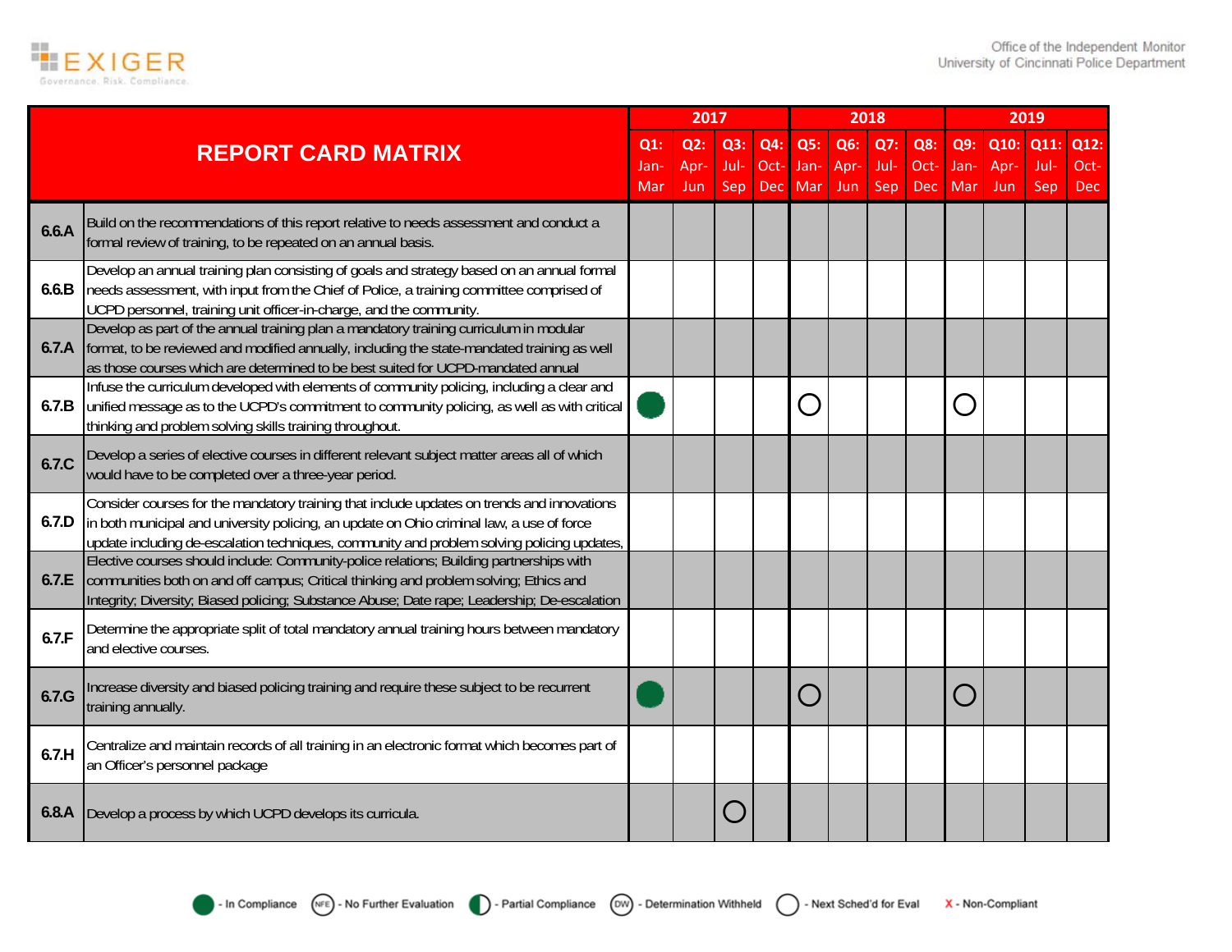| REPORT CARD MATRIX | | 2017 | | | | 2018 | | | | 2019 | | | |
|---|---|---|---|---|---|---|---|---|---|---|---|---|---|
| | | Q1: Jan-Mar | Q2: Apr-Jun | Q3: Jul-Sep | Q4: Oct-Dec | Q5: Jan-Mar | Q6: Apr-Jun | Q7: Jul-Sep | Q8: Oct-Dec | Q9: Jan-Mar | Q10: Apr-Jun | Q11: Jul-Sep | Q12: Oct-Dec |
| 6.6.A | Build on the recommendations of this report relative to needs assessment and conduct a formal review of training, to be repeated on an annual basis. | | | | | | | | | | | | |
| 6.6.B | Develop an annual training plan consisting of goals and strategy based on an annual formal needs assessment, with input from the Chief of Police, a training committee comprised of UCPD personnel, training unit officer-in-charge, and the community. | | | | | | | | | | | | |
| 6.7.A | Develop as part of the annual training plan a mandatory training curriculum in modular format, to be reviewed and modified annually, including the state-mandated training as well as those courses which are determined to be best suited for UCPD-mandated annual | | | | | | | | | | | | |
| 6.7.B | Infuse the curriculum developed with elements of community policing, including a clear and unified message as to the UCPD's commitment to community policing, as well as with critical thinking and problem solving skills training throughout. | In Compliance | | | | Next Sched'd for Eval | | | | Next Sched'd for Eval | | | |
| 6.7.C | Develop a series of elective courses in different relevant subject matter areas all of which would have to be completed over a three-year period. | | | | | | | | | | | | |
| 6.7.D | Consider courses for the mandatory training that include updates on trends and innovations in both municipal and university policing, an update on Ohio criminal law, a use of force update including de-escalation techniques, community and problem solving policing updates, | | | | | | | | | | | | |
| 6.7.E | Elective courses should include: Community-police relations; Building partnerships with communities both on and off campus; Critical thinking and problem solving; Ethics and Integrity; Diversity; Biased policing; Substance Abuse; Date rape; Leadership; De-escalation | | | | | | | | | | | | |
| 6.7.F | Determine the appropriate split of total mandatory annual training hours between mandatory and elective courses. | | | | | | | | | | | | |
| 6.7.G | Increase diversity and biased policing training and require these subject to be recurrent training annually. | In Compliance | | | | Next Sched'd for Eval | | | | Next Sched'd for Eval | | | |
| 6.7.H | Centralize and maintain records of all training in an electronic format which becomes part of an Officer's personnel package | | | | | | | | | | | | |
| 6.8.A | Develop a process by which UCPD develops its curricula. | | | Next Sched'd for Eval | | | | | | | | | |

Legend: ● - In Compliance; (NFE) - No Further Evaluation; ◐ - Partial Compliance; (DW) - Determination Withheld; ○ - Next Sched'd for Eval; X - Non-Compliant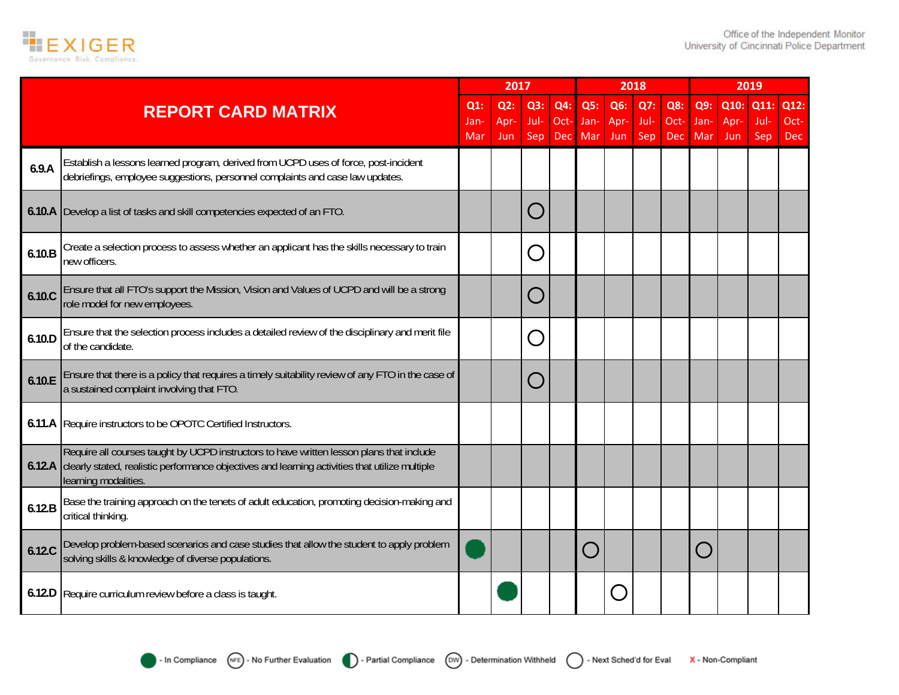| REPORT CARD MATRIX | | 2017 | | | | 2018 | | | | 2019 | | | |
|---|---|---|---|---|---|---|---|---|---|---|---|---|---|
| | | Q1: Jan-Mar | Q2: Apr-Jun | Q3: Jul-Sep | Q4: Oct-Dec | Q5: Jan-Mar | Q6: Apr-Jun | Q7: Jul-Sep | Q8: Oct-Dec | Q9: Jan-Mar | Q10: Apr-Jun | Q11: Jul-Sep | Q12: Oct-Dec |
| 6.9.A | Establish a lessons learned program, derived from UCPD uses of force, post-incident debriefings, employee suggestions, personnel complaints and case law updates. | | | | | | | | | | | | |
| 6.10.A | Develop a list of tasks and skill competencies expected of an FTO. | | | ○ | | | | | | | | | |
| 6.10.B | Create a selection process to assess whether an applicant has the skills necessary to train new officers. | | | ○ | | | | | | | | | |
| 6.10.C | Ensure that all FTO's support the Mission, Vision and Values of UCPD and will be a strong role model for new employees. | | | ○ | | | | | | | | | |
| 6.10.D | Ensure that the selection process includes a detailed review of the disciplinary and merit file of the candidate. | | | ○ | | | | | | | | | |
| 6.10.E | Ensure that there is a policy that requires a timely suitability review of any FTO in the case of a sustained complaint involving that FTO. | | | ○ | | | | | | | | | |
| 6.11.A | Require instructors to be OPOTC Certified Instructors. | | | | | | | | | | | | |
| 6.12.A | Require all courses taught by UCPD instructors to have written lesson plans that include clearly stated, realistic performance objectives and learning activities that utilize multiple learning modalities. | | | | | | | | | | | | |
| 6.12.B | Base the training approach on the tenets of adult education, promoting decision-making and critical thinking. | | | | | | | | | | | | |
| 6.12.C | Develop problem-based scenarios and case studies that allow the student to apply problem solving skills & knowledge of diverse populations. | ● | | | | ○ | | | | ○ | | | |
| 6.12.D | Require curriculum review before a class is taught. | | ● | | | | ○ | | | | | | |

● - In Compliance  (NFE) - No Further Evaluation  ◐ - Partial Compliance  (DW) - Determination Withheld  ○ - Next Sched'd for Eval  X - Non-Compliant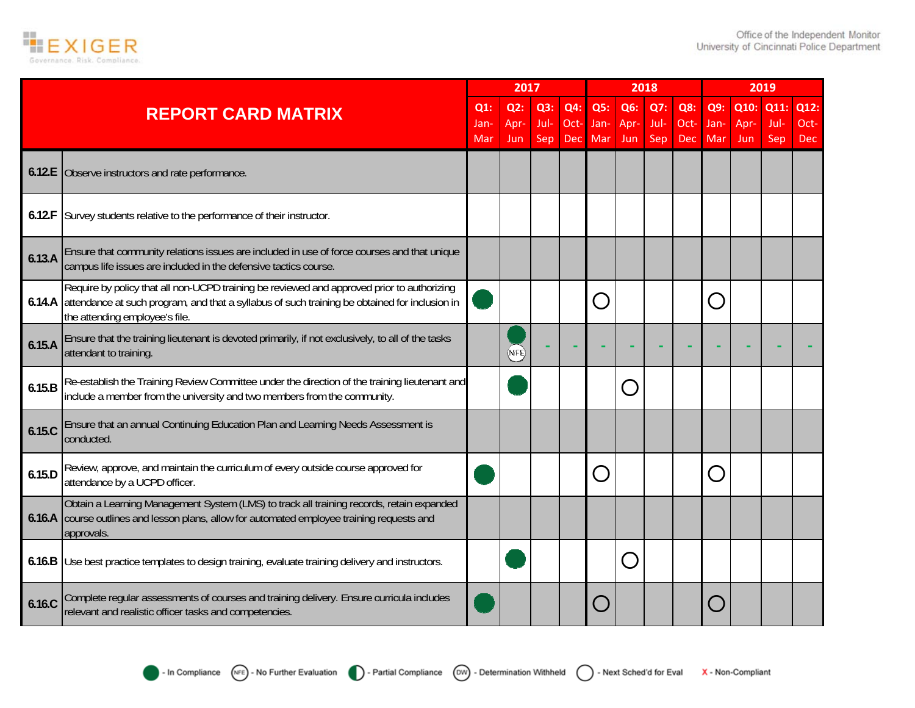| REPORT CARD MATRIX | | 2017 | | | | 2018 | | | | 2019 | | | |
|---|---|---|---|---|---|---|---|---|---|---|---|---|---|
| | | Q1: Jan-Mar | Q2: Apr-Jun | Q3: Jul-Sep | Q4: Oct-Dec | Q5: Jan-Mar | Q6: Apr-Jun | Q7: Jul-Sep | Q8: Oct-Dec | Q9: Jan-Mar | Q10: Apr-Jun | Q11: Jul-Sep | Q12: Oct-Dec |
| 6.12.E | Observe instructors and rate performance. | | | | | | | | | | | | |
| 6.12.F | Survey students relative to the performance of their instructor. | | | | | | | | | | | | |
| 6.13.A | Ensure that community relations issues are included in use of force courses and that unique campus life issues are included in the defensive tactics course. | | | | | | | | | | | | |
| 6.14.A | Require by policy that all non-UCPD training be reviewed and approved prior to authorizing attendance at such program, and that a syllabus of such training be obtained for inclusion in the attending employee's file. | ● | | | | ○ | | | | ○ | | | |
| 6.15.A | Ensure that the training lieutenant is devoted primarily, if not exclusively, to all of the tasks attendant to training. | | ● NFE | - | - | - | - | - | - | - | - | - | - |
| 6.15.B | Re-establish the Training Review Committee under the direction of the training lieutenant and include a member from the university and two members from the community. | | ● | | | | ○ | | | | | | |
| 6.15.C | Ensure that an annual Continuing Education Plan and Learning Needs Assessment is conducted. | | | | | | | | | | | | |
| 6.15.D | Review, approve, and maintain the curriculum of every outside course approved for attendance by a UCPD officer. | ● | | | | ○ | | | | ○ | | | |
| 6.16.A | Obtain a Learning Management System (LMS) to track all training records, retain expanded course outlines and lesson plans, allow for automated employee training requests and approvals. | | | | | | | | | | | | |
| 6.16.B | Use best practice templates to design training, evaluate training delivery and instructors. | | ● | | | | ○ | | | | | | |
| 6.16.C | Complete regular assessments of courses and training delivery. Ensure curricula includes relevant and realistic officer tasks and competencies. | ● | | | | ○ | | | | ○ | | | |

● - In Compliance &nbsp; (NFE) - No Further Evaluation &nbsp; ◐ - Partial Compliance &nbsp; (DW) - Determination Withheld &nbsp; ○ - Next Sched'd for Eval &nbsp; X - Non-Compliant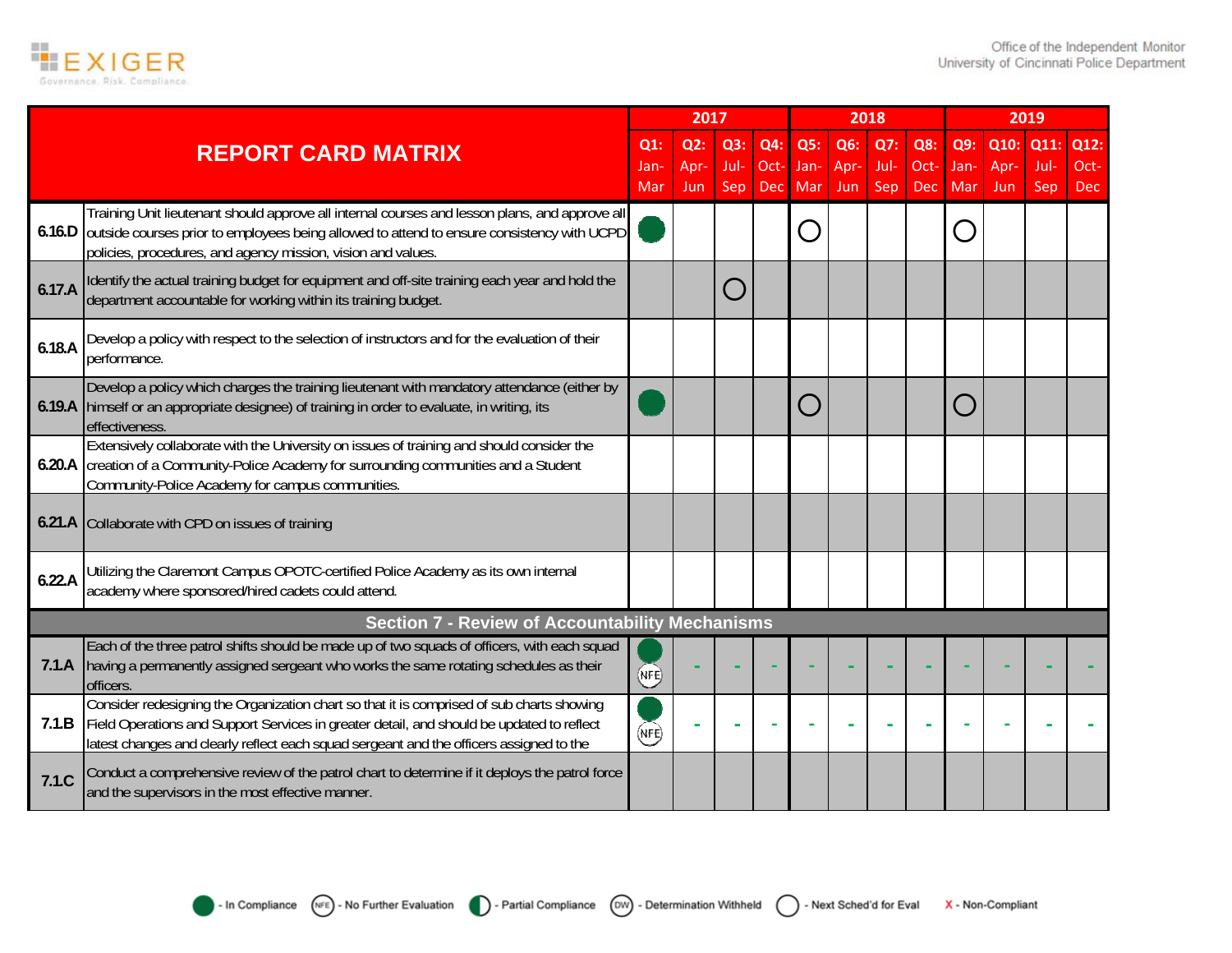| REPORT CARD MATRIX | | 2017 | | | | 2018 | | | | 2019 | | | |
|---|---|---|---|---|---|---|---|---|---|---|---|---|---|
| | | Q1: Jan-Mar | Q2: Apr-Jun | Q3: Jul-Sep | Q4: Oct-Dec | Q5: Jan-Mar | Q6: Apr-Jun | Q7: Jul-Sep | Q8: Oct-Dec | Q9: Jan-Mar | Q10: Apr-Jun | Q11: Jul-Sep | Q12: Oct-Dec |
| 6.16.D | Training Unit lieutenant should approve all internal courses and lesson plans, and approve all outside courses prior to employees being allowed to attend to ensure consistency with UCPD policies, procedures, and agency mission, vision and values. | In Compliance | | | | Next Sched'd for Eval | | | | Next Sched'd for Eval | | | |
| 6.17.A | Identify the actual training budget for equipment and off-site training each year and hold the department accountable for working within its training budget. | | | Next Sched'd for Eval | | | | | | | | | |
| 6.18.A | Develop a policy with respect to the selection of instructors and for the evaluation of their performance. | | | | | | | | | | | | |
| 6.19.A | Develop a policy which charges the training lieutenant with mandatory attendance (either by himself or an appropriate designee) of training in order to evaluate, in writing, its effectiveness. | In Compliance | | | | Next Sched'd for Eval | | | | Next Sched'd for Eval | | | |
| 6.20.A | Extensively collaborate with the University on issues of training and should consider the creation of a Community-Police Academy for surrounding communities and a Student Community-Police Academy for campus communities. | | | | | | | | | | | | |
| 6.21.A | Collaborate with CPD on issues of training | | | | | | | | | | | | |
| 6.22.A | Utilizing the Claremont Campus OPOTC-certified Police Academy as its own internal academy where sponsored/hired cadets could attend. | | | | | | | | | | | | |
| **Section 7 - Review of Accountability Mechanisms** | | | | | | | | | | | | | |
| 7.1.A | Each of the three patrol shifts should be made up of two squads of officers, with each squad having a permanently assigned sergeant who works the same rotating schedules as their officers. | In Compliance / NFE | - | - | - | - | - | - | - | - | - | - | - |
| 7.1.B | Consider redesigning the Organization chart so that it is comprised of sub charts showing Field Operations and Support Services in greater detail, and should be updated to reflect latest changes and clearly reflect each squad sergeant and the officers assigned to the | In Compliance / NFE | - | - | - | - | - | - | - | - | - | - | - |
| 7.1.C | Conduct a comprehensive review of the patrol chart to determine if it deploys the patrol force and the supervisors in the most effective manner. | | | | | | | | | | | | |

Legend: In Compliance · NFE - No Further Evaluation · Partial Compliance · DW - Determination Withheld · Next Sched'd for Eval · X - Non-Compliant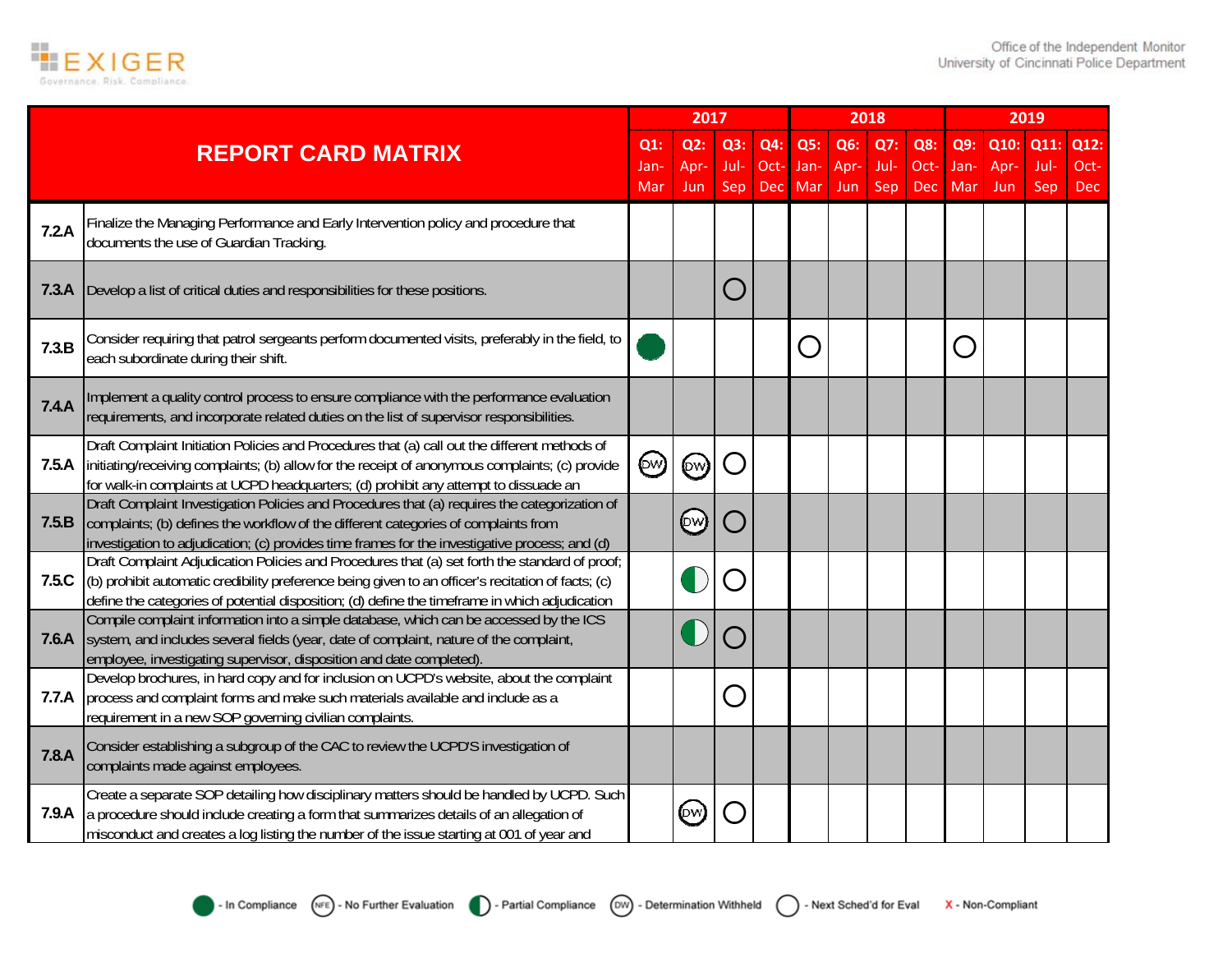| REPORT CARD MATRIX | | 2017 | | | | 2018 | | | | 2019 | | | |
|---|---|---|---|---|---|---|---|---|---|---|---|---|---|
| | | Q1: Jan-Mar | Q2: Apr-Jun | Q3: Jul-Sep | Q4: Oct-Dec | Q5: Jan-Mar | Q6: Apr-Jun | Q7: Jul-Sep | Q8: Oct-Dec | Q9: Jan-Mar | Q10: Apr-Jun | Q11: Jul-Sep | Q12: Oct-Dec |
| 7.2.A | Finalize the Managing Performance and Early Intervention policy and procedure that documents the use of Guardian Tracking. | | | | | | | | | | | | |
| 7.3.A | Develop a list of critical duties and responsibilities for these positions. | | | Next Sched'd for Eval | | | | | | | | | |
| 7.3.B | Consider requiring that patrol sergeants perform documented visits, preferably in the field, to each subordinate during their shift. | In Compliance | | | | Next Sched'd for Eval | | | | Next Sched'd for Eval | | | |
| 7.4.A | Implement a quality control process to ensure compliance with the performance evaluation requirements, and incorporate related duties on the list of supervisor responsibilities. | | | | | | | | | | | | |
| 7.5.A | Draft Complaint Initiation Policies and Procedures that (a) call out the different methods of initiating/receiving complaints; (b) allow for the receipt of anonymous complaints; (c) provide for walk-in complaints at UCPD headquarters; (d) prohibit any attempt to dissuade an | DW | DW | Next Sched'd for Eval | | | | | | | | | |
| 7.5.B | Draft Complaint Investigation Policies and Procedures that (a) requires the categorization of complaints; (b) defines the workflow of the different categories of complaints from investigation to adjudication; (c) provides time frames for the investigative process; and (d) | | DW | Next Sched'd for Eval | | | | | | | | | |
| 7.5.C | Draft Complaint Adjudication Policies and Procedures that (a) set forth the standard of proof; (b) prohibit automatic credibility preference being given to an officer's recitation of facts; (c) define the categories of potential disposition; (d) define the timeframe in which adjudication | | Partial Compliance | Next Sched'd for Eval | | | | | | | | | |
| 7.6.A | Compile complaint information into a simple database, which can be accessed by the ICS system, and includes several fields (year, date of complaint, nature of the complaint, employee, investigating supervisor, disposition and date completed). | | Partial Compliance | Next Sched'd for Eval | | | | | | | | | |
| 7.7.A | Develop brochures, in hard copy and for inclusion on UCPD's website, about the complaint process and complaint forms and make such materials available and include as a requirement in a new SOP governing civilian complaints. | | | Next Sched'd for Eval | | | | | | | | | |
| 7.8.A | Consider establishing a subgroup of the CAC to review the UCPD'S investigation of complaints made against employees. | | | | | | | | | | | | |
| 7.9.A | Create a separate SOP detailing how disciplinary matters should be handled by UCPD. Such a procedure should include creating a form that summarizes details of an allegation of misconduct and creates a log listing the number of the issue starting at 001 of year and | | DW | Next Sched'd for Eval | | | | | | | | | |

Legend: ● - In Compliance; NFE - No Further Evaluation; ◐ - Partial Compliance; DW - Determination Withheld; ○ - Next Sched'd for Eval; X - Non-Compliant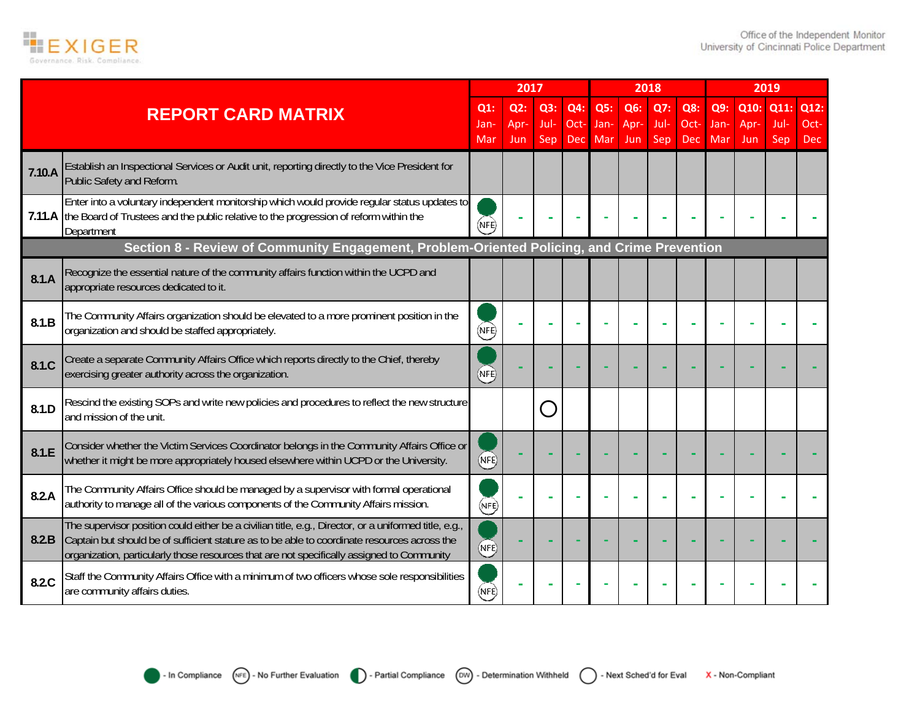| REPORT CARD MATRIX | | 2017 | | | | 2018 | | | | 2019 | | | |
|---|---|---|---|---|---|---|---|---|---|---|---|---|---|
| | | Q1: Jan-Mar | Q2: Apr-Jun | Q3: Jul-Sep | Q4: Oct-Dec | Q5: Jan-Mar | Q6: Apr-Jun | Q7: Jul-Sep | Q8: Oct-Dec | Q9: Jan-Mar | Q10: Apr-Jun | Q11: Jul-Sep | Q12: Oct-Dec |
| 7.10.A | Establish an Inspectional Services or Audit unit, reporting directly to the Vice President for Public Safety and Reform. | | | | | | | | | | | | |
| 7.11.A | Enter into a voluntary independent monitorship which would provide regular status updates to the Board of Trustees and the public relative to the progression of reform within the Department | In Compliance (NFE) | - | - | - | - | - | - | - | - | - | - | - |
| **Section 8 - Review of Community Engagement, Problem-Oriented Policing, and Crime Prevention** | | | | | | | | | | | | | |
| 8.1.A | Recognize the essential nature of the community affairs function within the UCPD and appropriate resources dedicated to it. | | | | | | | | | | | | |
| 8.1.B | The Community Affairs organization should be elevated to a more prominent position in the organization and should be staffed appropriately. | In Compliance (NFE) | - | - | - | - | - | - | - | - | - | - | - |
| 8.1.C | Create a separate Community Affairs Office which reports directly to the Chief, thereby exercising greater authority across the organization. | In Compliance (NFE) | - | - | - | - | - | - | - | - | - | - | - |
| 8.1.D | Rescind the existing SOPs and write new policies and procedures to reflect the new structure and mission of the unit. | | | Next Sched'd for Eval | | | | | | | | | |
| 8.1.E | Consider whether the Victim Services Coordinator belongs in the Community Affairs Office or whether it might be more appropriately housed elsewhere within UCPD or the University. | In Compliance (NFE) | - | - | - | - | - | - | - | - | - | - | - |
| 8.2.A | The Community Affairs Office should be managed by a supervisor with formal operational authority to manage all of the various components of the Community Affairs mission. | In Compliance (NFE) | - | - | - | - | - | - | - | - | - | - | - |
| 8.2.B | The supervisor position could either be a civilian title, e.g., Director, or a uniformed title, e.g., Captain but should be of sufficient stature as to be able to coordinate resources across the organization, particularly those resources that are not specifically assigned to Community | In Compliance (NFE) | - | - | - | - | - | - | - | - | - | - | - |
| 8.2.C | Staff the Community Affairs Office with a minimum of two officers whose sole responsibilities are community affairs duties. | In Compliance (NFE) | - | - | - | - | - | - | - | - | - | - | - |

Legend: ● - In Compliance; (NFE) - No Further Evaluation; ◐ - Partial Compliance; (DW) - Determination Withheld; ○ - Next Sched'd for Eval; X - Non-Compliant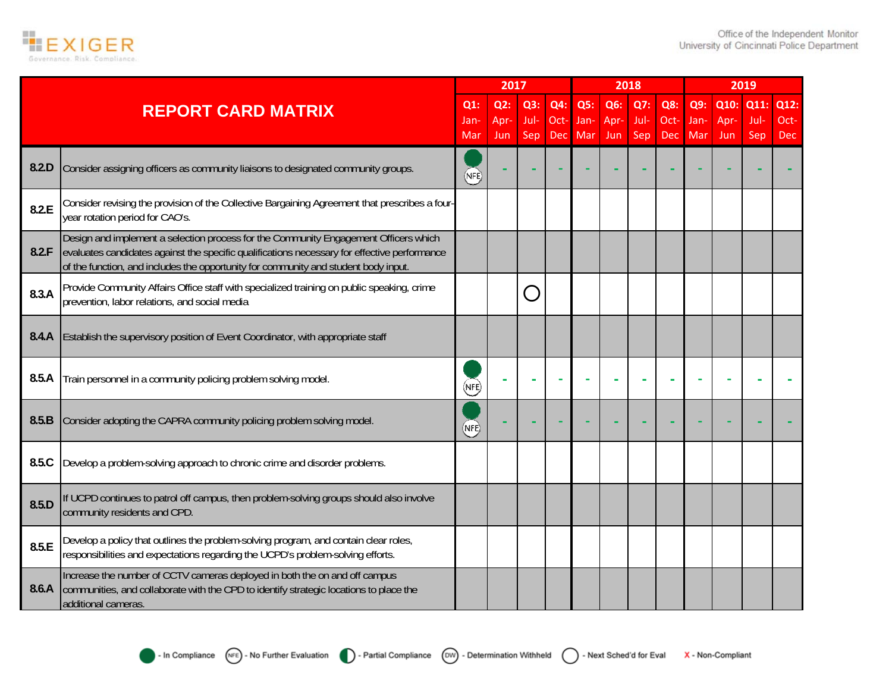| REPORT CARD MATRIX | | 2017 | | | | 2018 | | | | 2019 | | | |
|---|---|---|---|---|---|---|---|---|---|---|---|---|---|
| | | Q1: Jan-Mar | Q2: Apr-Jun | Q3: Jul-Sep | Q4: Oct-Dec | Q5: Jan-Mar | Q6: Apr-Jun | Q7: Jul-Sep | Q8: Oct-Dec | Q9: Jan-Mar | Q10: Apr-Jun | Q11: Jul-Sep | Q12: Oct-Dec |
| 8.2.D | Consider assigning officers as community liaisons to designated community groups. | In Compliance / NFE | - | - | - | - | - | - | - | - | - | - | - |
| 8.2.E | Consider revising the provision of the Collective Bargaining Agreement that prescribes a four-year rotation period for CAO's. | | | | | | | | | | | | |
| 8.2.F | Design and implement a selection process for the Community Engagement Officers which evaluates candidates against the specific qualifications necessary for effective performance of the function, and includes the opportunity for community and student body input. | | | | | | | | | | | | |
| 8.3.A | Provide Community Affairs Office staff with specialized training on public speaking, crime prevention, labor relations, and social media | | | Next Sched'd for Eval | | | | | | | | | |
| 8.4.A | Establish the supervisory position of Event Coordinator, with appropriate staff | | | | | | | | | | | | |
| 8.5.A | Train personnel in a community policing problem solving model. | In Compliance / NFE | - | - | - | - | - | - | - | - | - | - | - |
| 8.5.B | Consider adopting the CAPRA community policing problem solving model. | In Compliance / NFE | - | - | - | - | - | - | - | - | - | - | - |
| 8.5.C | Develop a problem-solving approach to chronic crime and disorder problems. | | | | | | | | | | | | |
| 8.5.D | If UCPD continues to patrol off campus, then problem-solving groups should also involve community residents and CPD. | | | | | | | | | | | | |
| 8.5.E | Develop a policy that outlines the problem-solving program, and contain clear roles, responsibilities and expectations regarding the UCPD's problem-solving efforts. | | | | | | | | | | | | |
| 8.6.A | Increase the number of CCTV cameras deployed in both the on and off campus communities, and collaborate with the CPD to identify strategic locations to place the additional cameras. | | | | | | | | | | | | |

In Compliance | (NFE) - No Further Evaluation | Partial Compliance | (DW) - Determination Withheld | Next Sched'd for Eval | X - Non-Compliant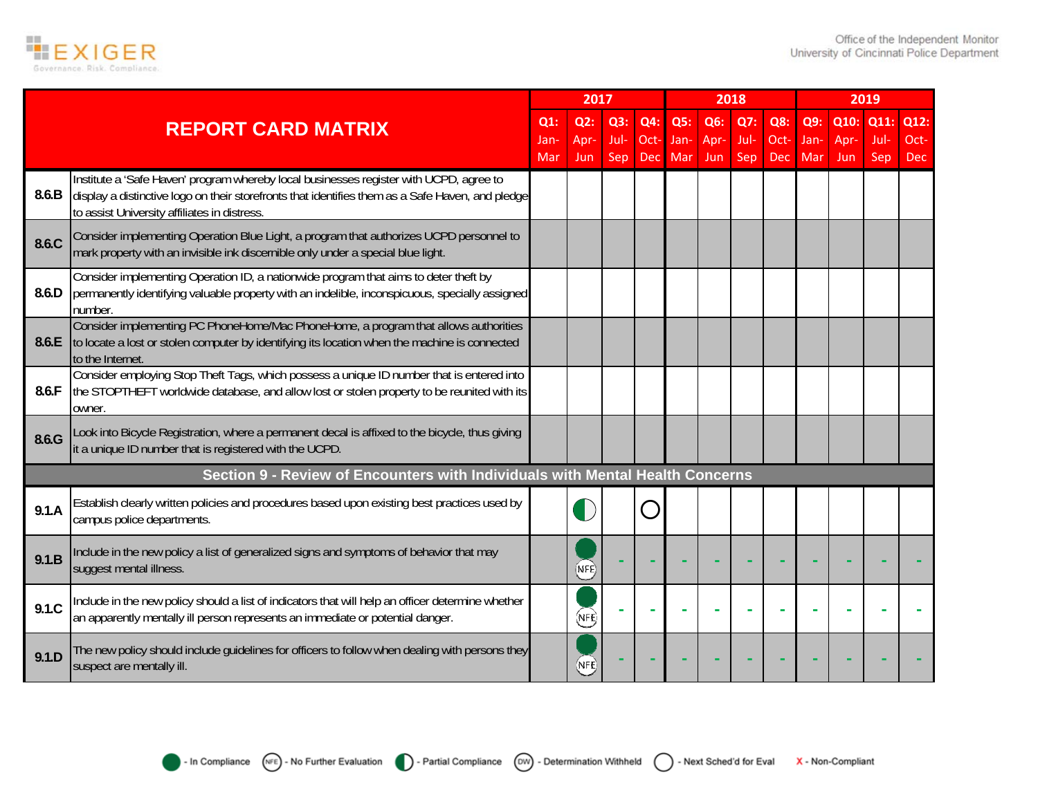| REPORT CARD MATRIX | | 2017 | | | | 2018 | | | | 2019 | | | |
|---|---|---|---|---|---|---|---|---|---|---|---|---|---|
| | | Q1: Jan-Mar | Q2: Apr-Jun | Q3: Jul-Sep | Q4: Oct-Dec | Q5: Jan-Mar | Q6: Apr-Jun | Q7: Jul-Sep | Q8: Oct-Dec | Q9: Jan-Mar | Q10: Apr-Jun | Q11: Jul-Sep | Q12: Oct-Dec |
| 8.6.B | Institute a 'Safe Haven' program whereby local businesses register with UCPD, agree to display a distinctive logo on their storefronts that identifies them as a Safe Haven, and pledge to assist University affiliates in distress. | | | | | | | | | | | | |
| 8.6.C | Consider implementing Operation Blue Light, a program that authorizes UCPD personnel to mark property with an invisible ink discernible only under a special blue light. | | | | | | | | | | | | |
| 8.6.D | Consider implementing Operation ID, a nationwide program that aims to deter theft by permanently identifying valuable property with an indelible, inconspicuous, specially assigned number. | | | | | | | | | | | | |
| 8.6.E | Consider implementing PC PhoneHome/Mac PhoneHome, a program that allows authorities to locate a lost or stolen computer by identifying its location when the machine is connected to the Internet. | | | | | | | | | | | | |
| 8.6.F | Consider employing Stop Theft Tags, which possess a unique ID number that is entered into the STOPTHEFT worldwide database, and allow lost or stolen property to be reunited with its owner. | | | | | | | | | | | | |
| 8.6.G | Look into Bicycle Registration, where a permanent decal is affixed to the bicycle, thus giving it a unique ID number that is registered with the UCPD. | | | | | | | | | | | | |
| **Section 9 - Review of Encounters with Individuals with Mental Health Concerns** | | | | | | | | | | | | | |
| 9.1.A | Establish clearly written policies and procedures based upon existing best practices used by campus police departments. | | Partial Compliance | | Next Sched'd for Eval | | | | | | | | |
| 9.1.B | Include in the new policy a list of generalized signs and symptoms of behavior that may suggest mental illness. | | In Compliance, NFE | - | - | - | - | - | - | - | - | - | - |
| 9.1.C | Include in the new policy should a list of indicators that will help an officer determine whether an apparently mentally ill person represents an immediate or potential danger. | | In Compliance, NFE | - | - | - | - | - | - | - | - | - | - |
| 9.1.D | The new policy should include guidelines for officers to follow when dealing with persons they suspect are mentally ill. | | In Compliance, NFE | - | - | - | - | - | - | - | - | - | - |

Legend: ● - In Compliance; (NFE) - No Further Evaluation; ◐ - Partial Compliance; (DW) - Determination Withheld; ○ - Next Sched'd for Eval; X - Non-Compliant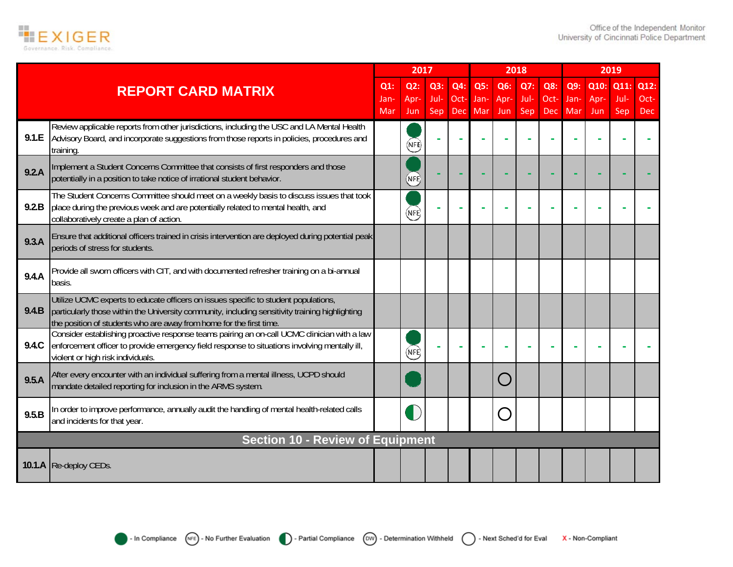| REPORT CARD MATRIX | | 2017 | | | | 2018 | | | | 2019 | | | |
|---|---|---|---|---|---|---|---|---|---|---|---|---|---|
| | | Q1: Jan-Mar | Q2: Apr-Jun | Q3: Jul-Sep | Q4: Oct-Dec | Q5: Jan-Mar | Q6: Apr-Jun | Q7: Jul-Sep | Q8: Oct-Dec | Q9: Jan-Mar | Q10: Apr-Jun | Q11: Jul-Sep | Q12: Oct-Dec |
| 9.1.E | Review applicable reports from other jurisdictions, including the USC and LA Mental Health Advisory Board, and incorporate suggestions from those reports in policies, procedures and training. | | In Compliance / NFE | - | - | - | - | - | - | - | - | - | - |
| 9.2.A | Implement a Student Concerns Committee that consists of first responders and those potentially in a position to take notice of irrational student behavior. | | In Compliance / NFE | - | - | - | - | - | - | - | - | - | - |
| 9.2.B | The Student Concerns Committee should meet on a weekly basis to discuss issues that took place during the previous week and are potentially related to mental health, and collaboratively create a plan of action. | | In Compliance / NFE | - | - | - | - | - | - | - | - | - | - |
| 9.3.A | Ensure that additional officers trained in crisis intervention are deployed during potential peak periods of stress for students. | | | | | | | | | | | | |
| 9.4.A | Provide all sworn officers with CIT, and with documented refresher training on a bi-annual basis. | | | | | | | | | | | | |
| 9.4.B | Utilize UCMC experts to educate officers on issues specific to student populations, particularly those within the University community, including sensitivity training highlighting the position of students who are away from home for the first time. | | | | | | | | | | | | |
| 9.4.C | Consider establishing proactive response teams pairing an on-call UCMC clinician with a law enforcement officer to provide emergency field response to situations involving mentally ill, violent or high risk individuals. | | In Compliance / NFE | - | - | - | - | - | - | - | - | - | - |
| 9.5.A | After every encounter with an individual suffering from a mental illness, UCPD should mandate detailed reporting for inclusion in the ARMS system. | | In Compliance | | | | Next Sched'd for Eval | | | | | | |
| 9.5.B | In order to improve performance, annually audit the handling of mental health-related calls and incidents for that year. | | Partial Compliance | | | | Next Sched'd for Eval | | | | | | |
| **Section 10 - Review of Equipment** | | | | | | | | | | | | | |
| 10.1.A | Re-deploy CEDs. | | | | | | | | | | | | |

Legend: In Compliance · NFE - No Further Evaluation · Partial Compliance · DW - Determination Withheld · Next Sched'd for Eval · X - Non-Compliant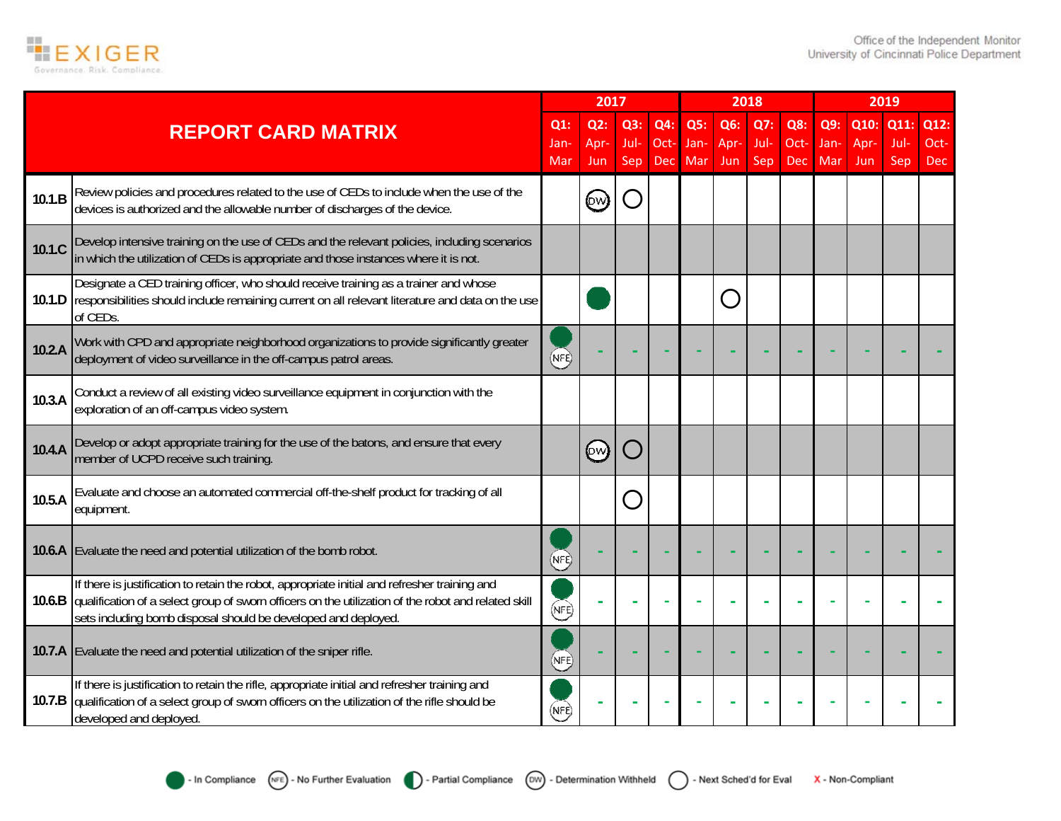| REPORT CARD MATRIX | | 2017 | | | | 2018 | | | | 2019 | | | |
|---|---|---|---|---|---|---|---|---|---|---|---|---|---|
| | | Q1: Jan-Mar | Q2: Apr-Jun | Q3: Jul-Sep | Q4: Oct-Dec | Q5: Jan-Mar | Q6: Apr-Jun | Q7: Jul-Sep | Q8: Oct-Dec | Q9: Jan-Mar | Q10: Apr-Jun | Q11: Jul-Sep | Q12: Oct-Dec |
| 10.1.B | Review policies and procedures related to the use of CEDs to include when the use of the devices is authorized and the allowable number of discharges of the device. | | DW | Next Sched'd for Eval | | | | | | | | | |
| 10.1.C | Develop intensive training on the use of CEDs and the relevant policies, including scenarios in which the utilization of CEDs is appropriate and those instances where it is not. | | | | | | | | | | | | |
| 10.1.D | Designate a CED training officer, who should receive training as a trainer and whose responsibilities should include remaining current on all relevant literature and data on the use of CEDs. | | In Compliance | | | | Next Sched'd for Eval | | | | | | |
| 10.2.A | Work with CPD and appropriate neighborhood organizations to provide significantly greater deployment of video surveillance in the off-campus patrol areas. | In Compliance / NFE | - | - | - | - | - | - | - | - | - | - | - |
| 10.3.A | Conduct a review of all existing video surveillance equipment in conjunction with the exploration of an off-campus video system. | | | | | | | | | | | | |
| 10.4.A | Develop or adopt appropriate training for the use of the batons, and ensure that every member of UCPD receive such training. | | DW | Next Sched'd for Eval | | | | | | | | | |
| 10.5.A | Evaluate and choose an automated commercial off-the-shelf product for tracking of all equipment. | | | Next Sched'd for Eval | | | | | | | | | |
| 10.6.A | Evaluate the need and potential utilization of the bomb robot. | In Compliance / NFE | - | - | - | - | - | - | - | - | - | - | - |
| 10.6.B | If there is justification to retain the robot, appropriate initial and refresher training and qualification of a select group of sworn officers on the utilization of the robot and related skill sets including bomb disposal should be developed and deployed. | In Compliance / NFE | - | - | - | - | - | - | - | - | - | - | - |
| 10.7.A | Evaluate the need and potential utilization of the sniper rifle. | In Compliance / NFE | - | - | - | - | - | - | - | - | - | - | - |
| 10.7.B | If there is justification to retain the rifle, appropriate initial and refresher training and qualification of a select group of sworn officers on the utilization of the rifle should be developed and deployed. | In Compliance / NFE | - | - | - | - | - | - | - | - | - | - | - |

In Compliance | NFE - No Further Evaluation | Partial Compliance | DW - Determination Withheld | Next Sched'd for Eval | X - Non-Compliant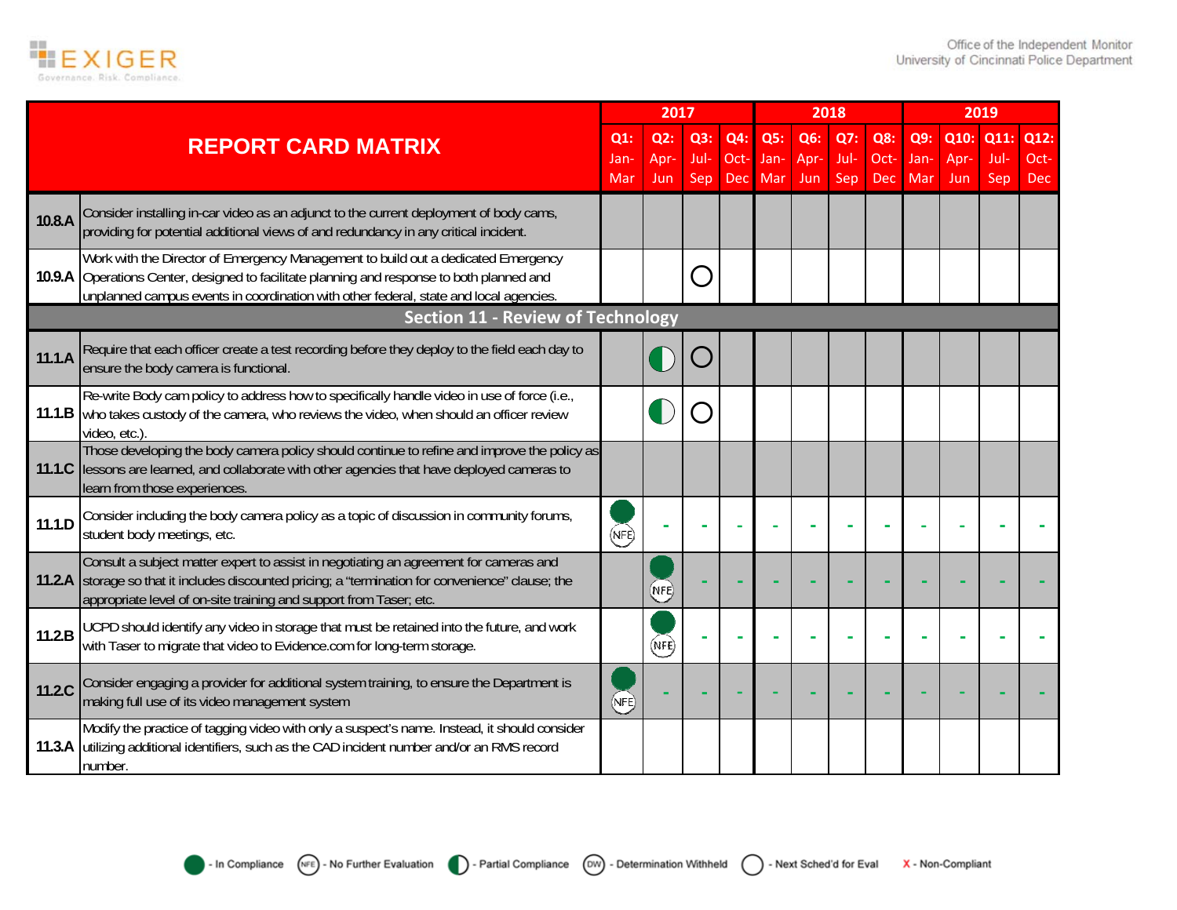| REPORT CARD MATRIX | | 2017 | | | | 2018 | | | | 2019 | | | |
|---|---|---|---|---|---|---|---|---|---|---|---|---|---|
| | | Q1: Jan-Mar | Q2: Apr-Jun | Q3: Jul-Sep | Q4: Oct-Dec | Q5: Jan-Mar | Q6: Apr-Jun | Q7: Jul-Sep | Q8: Oct-Dec | Q9: Jan-Mar | Q10: Apr-Jun | Q11: Jul-Sep | Q12: Oct-Dec |
| 10.8.A | Consider installing in-car video as an adjunct to the current deployment of body cams, providing for potential additional views of and redundancy in any critical incident. | | | | | | | | | | | | |
| 10.9.A | Work with the Director of Emergency Management to build out a dedicated Emergency Operations Center, designed to facilitate planning and response to both planned and unplanned campus events in coordination with other federal, state and local agencies. | | | Next Sched'd for Eval | | | | | | | | | |
| **Section 11 - Review of Technology** | | | | | | | | | | | | | |
| 11.1.A | Require that each officer create a test recording before they deploy to the field each day to ensure the body camera is functional. | | Partial Compliance | Next Sched'd for Eval | | | | | | | | | |
| 11.1.B | Re-write Body cam policy to address how to specifically handle video in use of force (i.e., who takes custody of the camera, who reviews the video, when should an officer review video, etc.). | | Partial Compliance | Next Sched'd for Eval | | | | | | | | | |
| 11.1.C | Those developing the body camera policy should continue to refine and improve the policy as lessons are learned, and collaborate with other agencies that have deployed cameras to learn from those experiences. | | | | | | | | | | | | |
| 11.1.D | Consider including the body camera policy as a topic of discussion in community forums, student body meetings, etc. | In Compliance, NFE | - | - | - | - | - | - | - | - | - | - | - |
| 11.2.A | Consult a subject matter expert to assist in negotiating an agreement for cameras and storage so that it includes discounted pricing; a "termination for convenience" clause; the appropriate level of on-site training and support from Taser; etc. | | In Compliance, NFE | - | - | - | - | - | - | - | - | - | - |
| 11.2.B | UCPD should identify any video in storage that must be retained into the future, and work with Taser to migrate that video to Evidence.com for long-term storage. | | In Compliance, NFE | - | - | - | - | - | - | - | - | - | - |
| 11.2.C | Consider engaging a provider for additional system training, to ensure the Department is making full use of its video management system | In Compliance, NFE | - | - | - | - | - | - | - | - | - | - | - |
| 11.3.A | Modify the practice of tagging video with only a suspect's name. Instead, it should consider utilizing additional identifiers, such as the CAD incident number and/or an RMS record number. | | | | | | | | | | | | |

Legend: In Compliance · NFE - No Further Evaluation · Partial Compliance · DW - Determination Withheld · Next Sched'd for Eval · X - Non-Compliant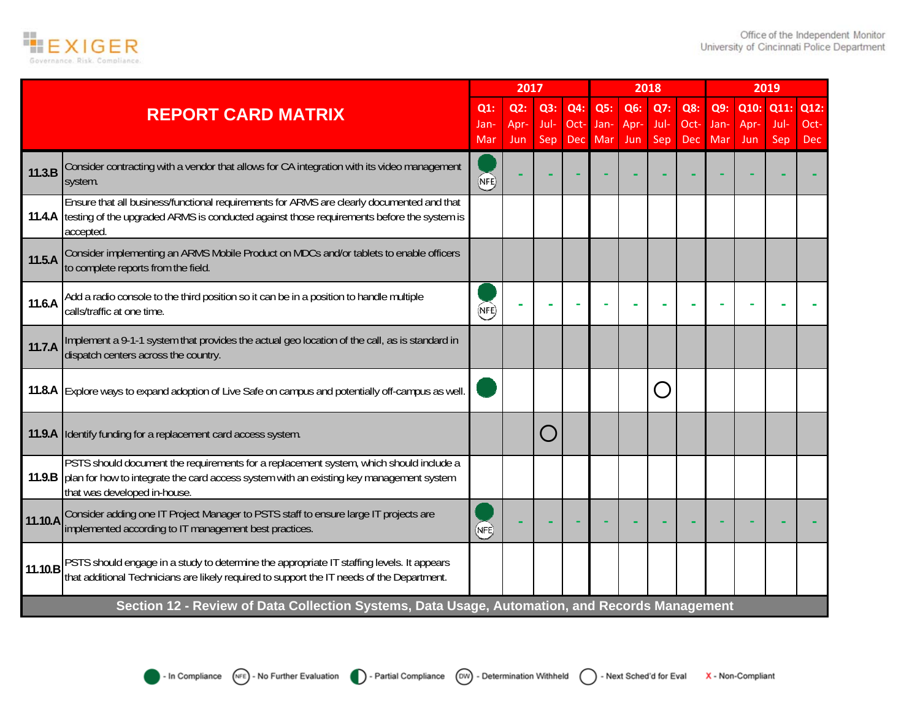| REPORT CARD MATRIX | | 2017 | | | | 2018 | | | | 2019 | | | |
|---|---|---|---|---|---|---|---|---|---|---|---|---|---|
| | | Q1: Jan-Mar | Q2: Apr-Jun | Q3: Jul-Sep | Q4: Oct-Dec | Q5: Jan-Mar | Q6: Apr-Jun | Q7: Jul-Sep | Q8: Oct-Dec | Q9: Jan-Mar | Q10: Apr-Jun | Q11: Jul-Sep | Q12: Oct-Dec |
| 11.3.B | Consider contracting with a vendor that allows for CA integration with its video management system. | In Compliance / NFE | - | - | - | - | - | - | - | - | - | - | - |
| 11.4.A | Ensure that all business/functional requirements for ARMS are clearly documented and that testing of the upgraded ARMS is conducted against those requirements before the system is accepted. | | | | | | | | | | | | |
| 11.5.A | Consider implementing an ARMS Mobile Product on MDCs and/or tablets to enable officers to complete reports from the field. | | | | | | | | | | | | |
| 11.6.A | Add a radio console to the third position so it can be in a position to handle multiple calls/traffic at one time. | In Compliance / NFE | - | - | - | - | - | - | - | - | - | - | - |
| 11.7.A | Implement a 9-1-1 system that provides the actual geo location of the call, as is standard in dispatch centers across the country. | | | | | | | | | | | | |
| 11.8.A | Explore ways to expand adoption of Live Safe on campus and potentially off-campus as well. | In Compliance | | | | | | Next Sched'd for Eval | | | | | |
| 11.9.A | Identify funding for a replacement card access system. | | | Next Sched'd for Eval | | | | | | | | | |
| 11.9.B | PSTS should document the requirements for a replacement system, which should include a plan for how to integrate the card access system with an existing key management system that was developed in-house. | | | | | | | | | | | | |
| 11.10.A | Consider adding one IT Project Manager to PSTS staff to ensure large IT projects are implemented according to IT management best practices. | In Compliance / NFE | - | - | - | - | - | - | - | - | - | - | - |
| 11.10.B | PSTS should engage in a study to determine the appropriate IT staffing levels. It appears that additional Technicians are likely required to support the IT needs of the Department. | | | | | | | | | | | | |

**Section 12 - Review of Data Collection Systems, Data Usage, Automation, and Records Management**

Legend: In Compliance; NFE - No Further Evaluation; Partial Compliance; DW - Determination Withheld; Next Sched'd for Eval; X - Non-Compliant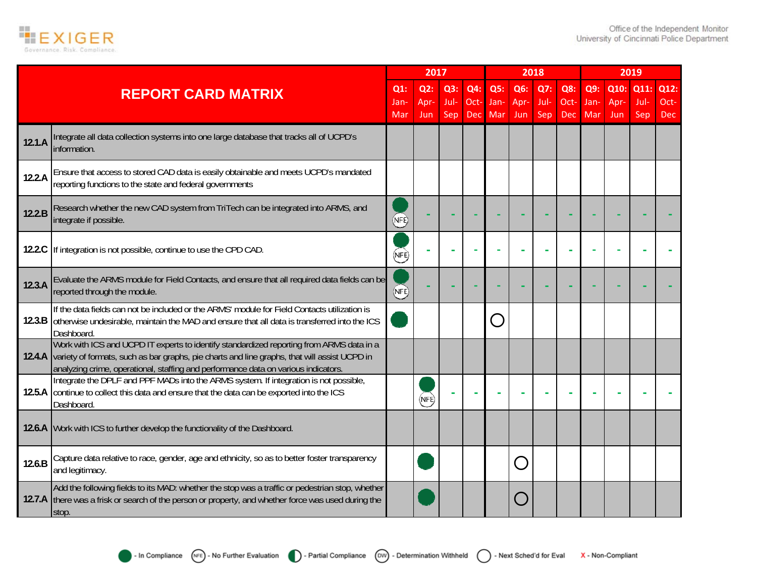| REPORT CARD MATRIX | | 2017 | | | | 2018 | | | | 2019 | | | |
|---|---|---|---|---|---|---|---|---|---|---|---|---|---|
| | | Q1: Jan-Mar | Q2: Apr-Jun | Q3: Jul-Sep | Q4: Oct-Dec | Q5: Jan-Mar | Q6: Apr-Jun | Q7: Jul-Sep | Q8: Oct-Dec | Q9: Jan-Mar | Q10: Apr-Jun | Q11: Jul-Sep | Q12: Oct-Dec |
| 12.1.A | Integrate all data collection systems into one large database that tracks all of UCPD's information. | | | | | | | | | | | | |
| 12.2.A | Ensure that access to stored CAD data is easily obtainable and meets UCPD's mandated reporting functions to the state and federal governments | | | | | | | | | | | | |
| 12.2.B | Research whether the new CAD system from TriTech can be integrated into ARMS, and integrate if possible. | In Compliance / NFE | - | - | - | - | - | - | - | - | - | - | - |
| 12.2.C | If integration is not possible, continue to use the CPD CAD. | In Compliance / NFE | - | - | - | - | - | - | - | - | - | - | - |
| 12.3.A | Evaluate the ARMS module for Field Contacts, and ensure that all required data fields can be reported through the module. | In Compliance / NFE | - | - | - | - | - | - | - | - | - | - | - |
| 12.3.B | If the data fields can not be included or the ARMS' module for Field Contacts utilization is otherwise undesirable, maintain the MAD and ensure that all data is transferred into the ICS Dashboard. | In Compliance | | | | Next Sched'd for Eval | | | | | | | |
| 12.4.A | Work with ICS and UCPD IT experts to identify standardized reporting from ARMS data in a variety of formats, such as bar graphs, pie charts and line graphs, that will assist UCPD in analyzing crime, operational, staffing and performance data on various indicators. | | | | | | | | | | | | |
| 12.5.A | Integrate the DPLF and PPF MADs into the ARMS system. If integration is not possible, continue to collect this data and ensure that the data can be exported into the ICS Dashboard. | | In Compliance / NFE | - | - | - | - | - | - | - | - | - | - |
| 12.6.A | Work with ICS to further develop the functionality of the Dashboard. | | | | | | | | | | | | |
| 12.6.B | Capture data relative to race, gender, age and ethnicity, so as to better foster transparency and legitimacy. | | In Compliance | | | | Next Sched'd for Eval | | | | | | |
| 12.7.A | Add the following fields to its MAD: whether the stop was a traffic or pedestrian stop, whether there was a frisk or search of the person or property, and whether force was used during the stop. | | In Compliance | | | | Next Sched'd for Eval | | | | | | |

Legend: ● - In Compliance; (NFE) - No Further Evaluation; ◐ - Partial Compliance; (DW) - Determination Withheld; ○ - Next Sched'd for Eval; X - Non-Compliant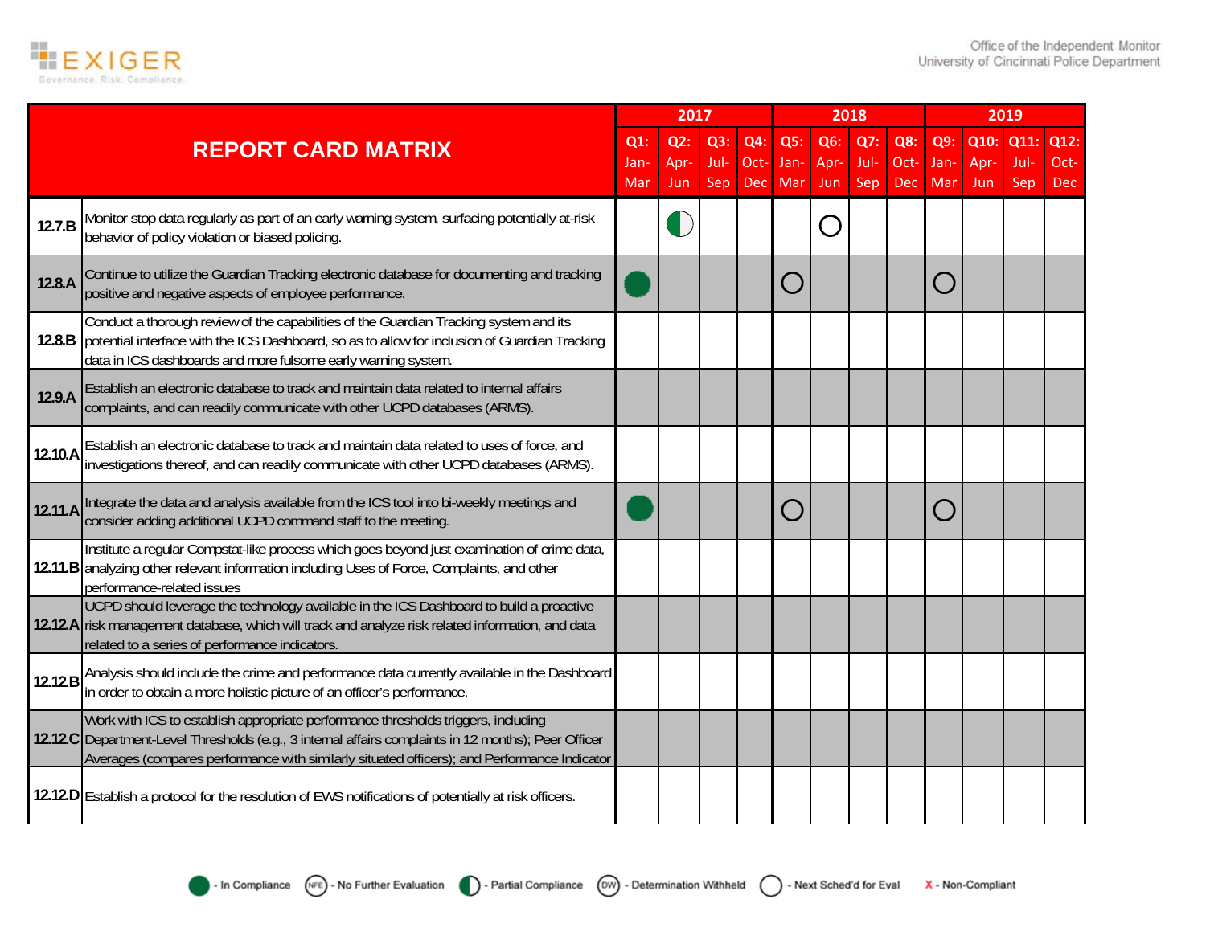| REPORT CARD MATRIX | | 2017 | | | | 2018 | | | | 2019 | | | |
|---|---|---|---|---|---|---|---|---|---|---|---|---|---|
| | | Q1: Jan-Mar | Q2: Apr-Jun | Q3: Jul-Sep | Q4: Oct-Dec | Q5: Jan-Mar | Q6: Apr-Jun | Q7: Jul-Sep | Q8: Oct-Dec | Q9: Jan-Mar | Q10: Apr-Jun | Q11: Jul-Sep | Q12: Oct-Dec |
| 12.7.B | Monitor stop data regularly as part of an early warning system, surfacing potentially at-risk behavior of policy violation or biased policing. | | Partial Compliance | | | | Next Sched'd for Eval | | | | | | |
| 12.8.A | Continue to utilize the Guardian Tracking electronic database for documenting and tracking positive and negative aspects of employee performance. | In Compliance | | | | Next Sched'd for Eval | | | | Next Sched'd for Eval | | | |
| 12.8.B | Conduct a thorough review of the capabilities of the Guardian Tracking system and its potential interface with the ICS Dashboard, so as to allow for inclusion of Guardian Tracking data in ICS dashboards and more fulsome early warning system. | | | | | | | | | | | | |
| 12.9.A | Establish an electronic database to track and maintain data related to internal affairs complaints, and can readily communicate with other UCPD databases (ARMS). | | | | | | | | | | | | |
| 12.10.A | Establish an electronic database to track and maintain data related to uses of force, and investigations thereof, and can readily communicate with other UCPD databases (ARMS). | | | | | | | | | | | | |
| 12.11.A | Integrate the data and analysis available from the ICS tool into bi-weekly meetings and consider adding additional UCPD command staff to the meeting. | In Compliance | | | | Next Sched'd for Eval | | | | Next Sched'd for Eval | | | |
| 12.11.B | Institute a regular Compstat-like process which goes beyond just examination of crime data, analyzing other relevant information including Uses of Force, Complaints, and other performance-related issues | | | | | | | | | | | | |
| 12.12.A | UCPD should leverage the technology available in the ICS Dashboard to build a proactive risk management database, which will track and analyze risk related information, and data related to a series of performance indicators. | | | | | | | | | | | | |
| 12.12.B | Analysis should include the crime and performance data currently available in the Dashboard in order to obtain a more holistic picture of an officer's performance. | | | | | | | | | | | | |
| 12.12.C | Work with ICS to establish appropriate performance thresholds triggers, including Department-Level Thresholds (e.g., 3 internal affairs complaints in 12 months); Peer Officer Averages (compares performance with similarly situated officers); and Performance Indicator | | | | | | | | | | | | |
| 12.12.D | Establish a protocol for the resolution of EWS notifications of potentially at risk officers. | | | | | | | | | | | | |

Legend: ● - In Compliance | (NFE) - No Further Evaluation | ◐ - Partial Compliance | (DW) - Determination Withheld | ○ - Next Sched'd for Eval | X - Non-Compliant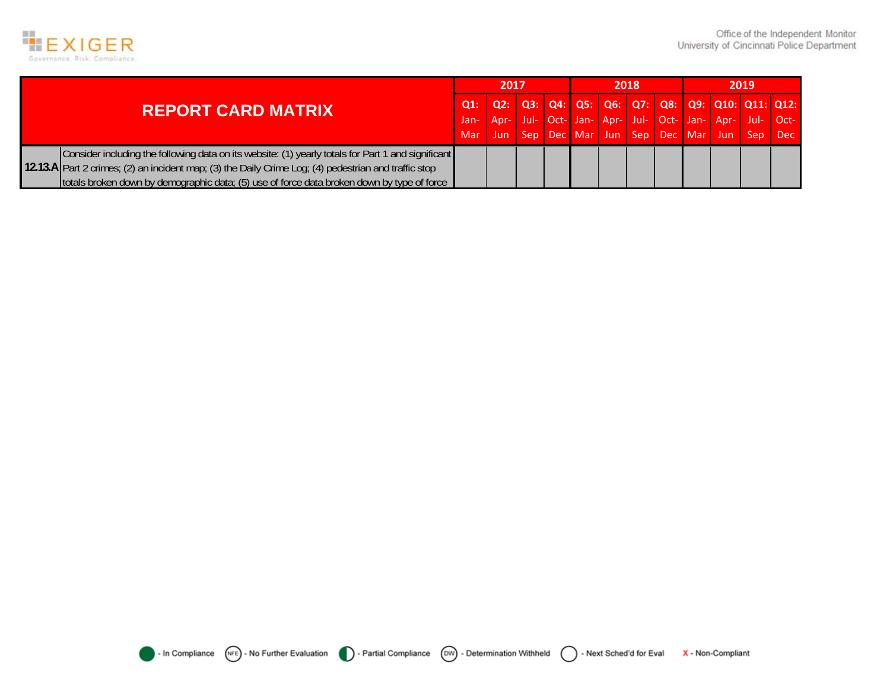| REPORT CARD MATRIX | | 2017 | | | | 2018 | | | | 2019 | | | |
|---|---|---|---|---|---|---|---|---|---|---|---|---|---|
| | | Q1: Jan-Mar | Q2: Apr-Jun | Q3: Jul-Sep | Q4: Oct-Dec | Q5: Jan-Mar | Q6: Apr-Jun | Q7: Jul-Sep | Q8: Oct-Dec | Q9: Jan-Mar | Q10: Apr-Jun | Q11: Jul-Sep | Q12: Oct-Dec |
| 12.13.A | Consider including the following data on its website: (1) yearly totals for Part 1 and significant Part 2 crimes; (2) an incident map; (3) the Daily Crime Log; (4) pedestrian and traffic stop totals broken down by demographic data; (5) use of force data broken down by type of force | | | | | | | | | | | | |

- In Compliance (NFE) - No Further Evaluation - Partial Compliance (DW) - Determination Withheld - Next Sched'd for Eval X - Non-Compliant